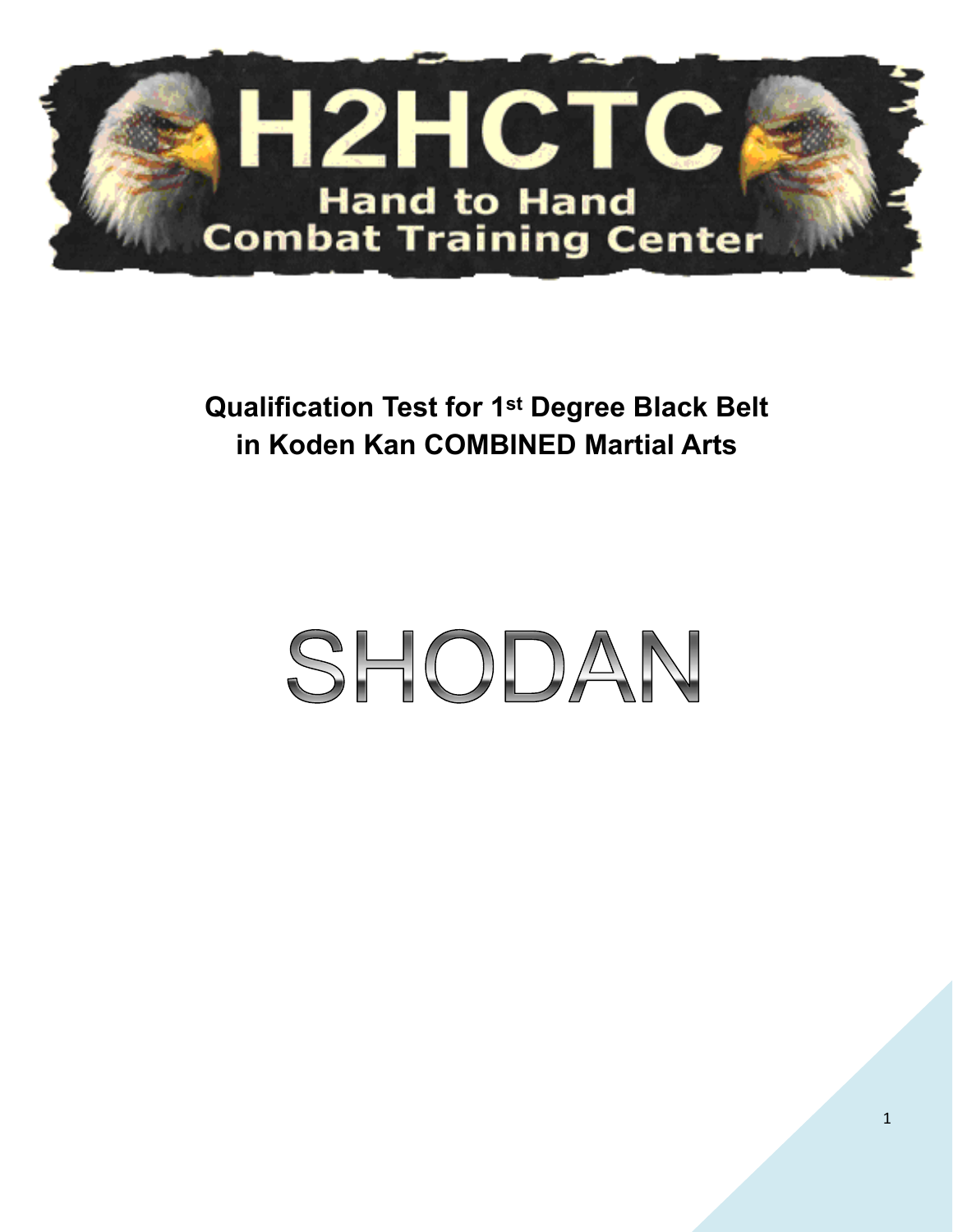# H2HCTC

## Hand to Hand Combat Training Center

**Qualification Test for 1st Degree Black Belt in Koden Kan COMBINED Martial Arts**

# SHODAN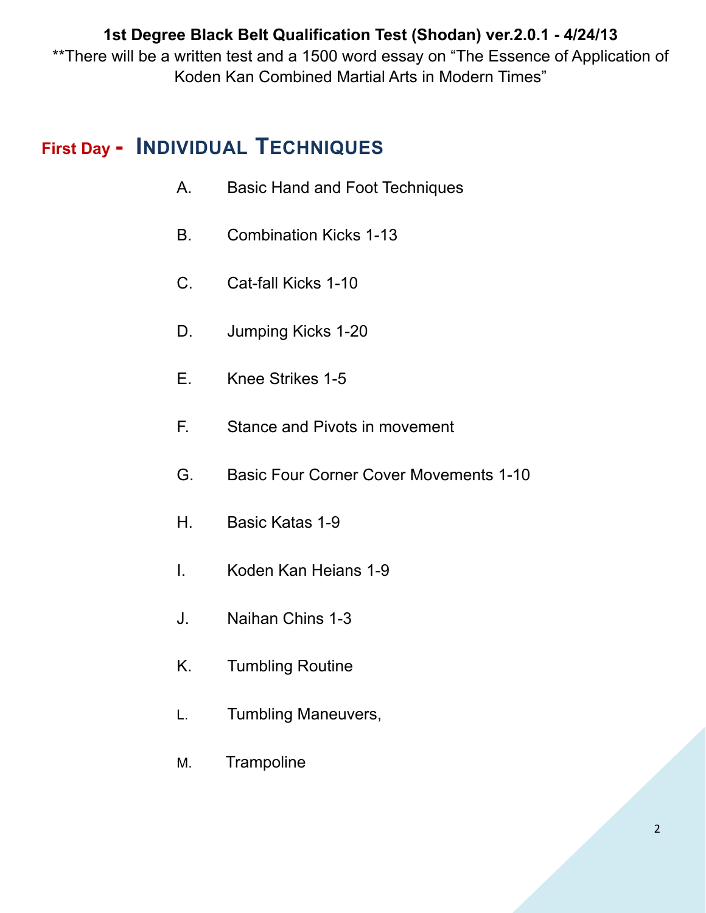**1st Degree Black Belt Qualification Test (Shodan) ver.2.0.1 - 4/24/13**

**There will be a written test and a 1500 word essay on "The Essence of Application of Koden Kan Combined Martial Arts in Modern Times"

## First Day - Individual Techniques

A. Basic Hand and Foot Techniques

B. Combination Kicks 1-13

C. Cat-fall Kicks 1-10

D. Jumping Kicks 1-20

E. Knee Strikes 1-5

F. Stance and Pivots in movement

G. Basic Four Corner Cover Movements 1-10

H. Basic Katas 1-9

I. Koden Kan Heians 1-9

J. Naihan Chins 1-3

K. Tumbling Routine

L. Tumbling Maneuvers,

M. Trampoline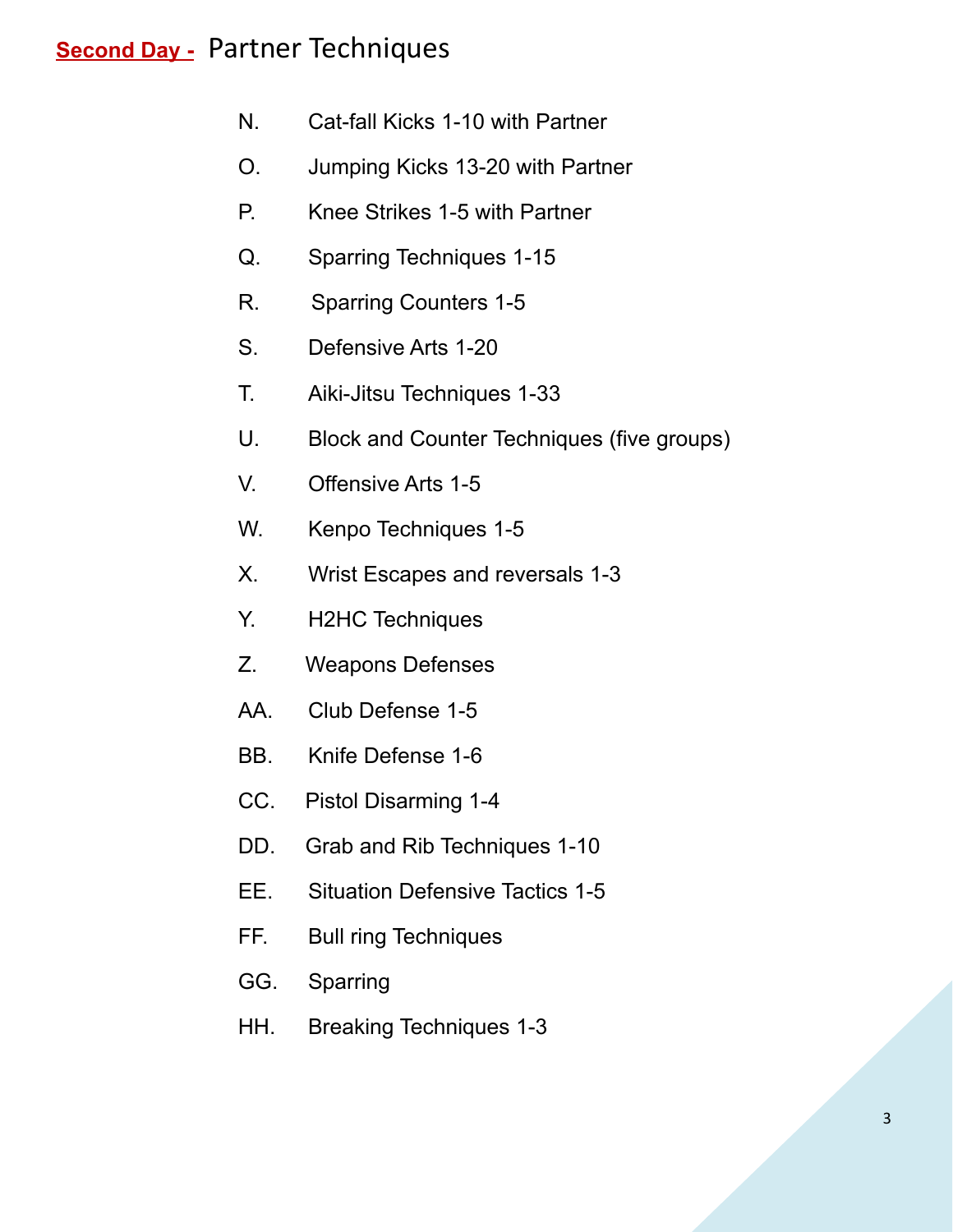## **Second Day -** Partner Techniques

N. Cat-fall Kicks 1-10 with Partner

O. Jumping Kicks 13-20 with Partner

P. Knee Strikes 1-5 with Partner

Q. Sparring Techniques 1-15

R. Sparring Counters 1-5

S. Defensive Arts 1-20

T. Aiki-Jitsu Techniques 1-33

U. Block and Counter Techniques (five groups)

V. Offensive Arts 1-5

W. Kenpo Techniques 1-5

X. Wrist Escapes and reversals 1-3

Y. H2HC Techniques

Z. Weapons Defenses

AA. Club Defense 1-5

BB. Knife Defense 1-6

CC. Pistol Disarming 1-4

DD. Grab and Rib Techniques 1-10

EE. Situation Defensive Tactics 1-5

FF. Bull ring Techniques

GG. Sparring

HH. Breaking Techniques 1-3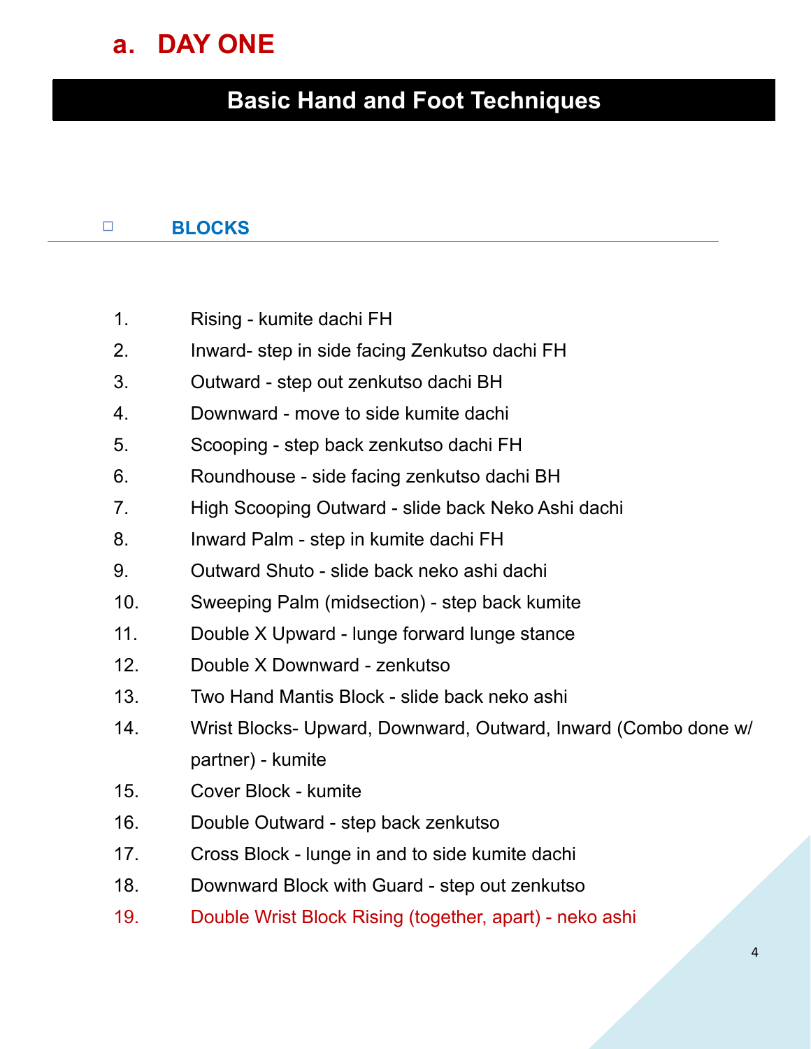# a. DAY ONE

## Basic Hand and Foot Techniques

### ☐ BLOCKS

1. Rising - kumite dachi FH
2. Inward- step in side facing Zenkutso dachi FH
3. Outward - step out zenkutso dachi BH
4. Downward - move to side kumite dachi
5. Scooping - step back zenkutso dachi FH
6. Roundhouse - side facing zenkutso dachi BH
7. High Scooping Outward - slide back Neko Ashi dachi
8. Inward Palm - step in kumite dachi FH
9. Outward Shuto - slide back neko ashi dachi
10. Sweeping Palm (midsection) - step back kumite
11. Double X Upward - lunge forward lunge stance
12. Double X Downward - zenkutso
13. Two Hand Mantis Block - slide back neko ashi
14. Wrist Blocks- Upward, Downward, Outward, Inward (Combo done w/ partner) - kumite
15. Cover Block - kumite
16. Double Outward - step back zenkutso
17. Cross Block - lunge in and to side kumite dachi
18. Downward Block with Guard - step out zenkutso
19. Double Wrist Block Rising (together, apart) - neko ashi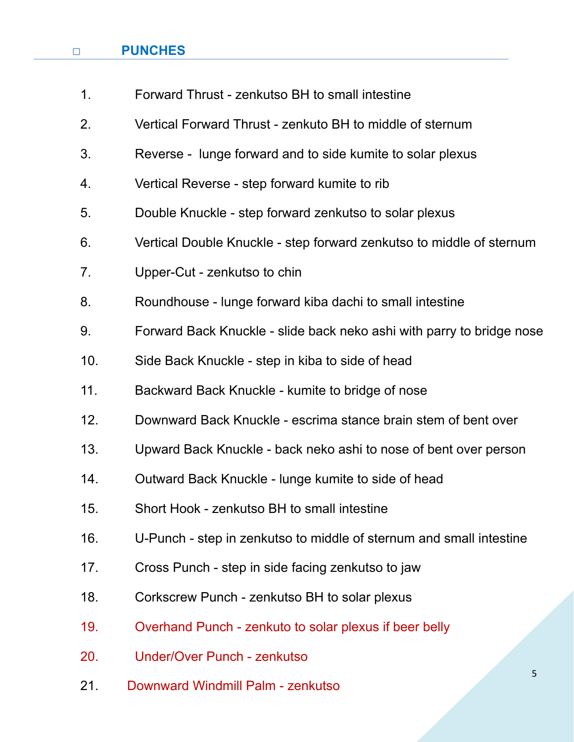## ☐ PUNCHES

1. Forward Thrust - zenkutso BH to small intestine
2. Vertical Forward Thrust - zenkuto BH to middle of sternum
3. Reverse - lunge forward and to side kumite to solar plexus
4. Vertical Reverse - step forward kumite to rib
5. Double Knuckle - step forward zenkutso to solar plexus
6. Vertical Double Knuckle - step forward zenkutso to middle of sternum
7. Upper-Cut - zenkutso to chin
8. Roundhouse - lunge forward kiba dachi to small intestine
9. Forward Back Knuckle - slide back neko ashi with parry to bridge nose
10. Side Back Knuckle - step in kiba to side of head
11. Backward Back Knuckle - kumite to bridge of nose
12. Downward Back Knuckle - escrima stance brain stem of bent over
13. Upward Back Knuckle - back neko ashi to nose of bent over person
14. Outward Back Knuckle - lunge kumite to side of head
15. Short Hook - zenkutso BH to small intestine
16. U-Punch - step in zenkutso to middle of sternum and small intestine
17. Cross Punch - step in side facing zenkutso to jaw
18. Corkscrew Punch - zenkutso BH to solar plexus
19. Overhand Punch - zenkuto to solar plexus if beer belly
20. Under/Over Punch - zenkutso
21. Downward Windmill Palm - zenkutso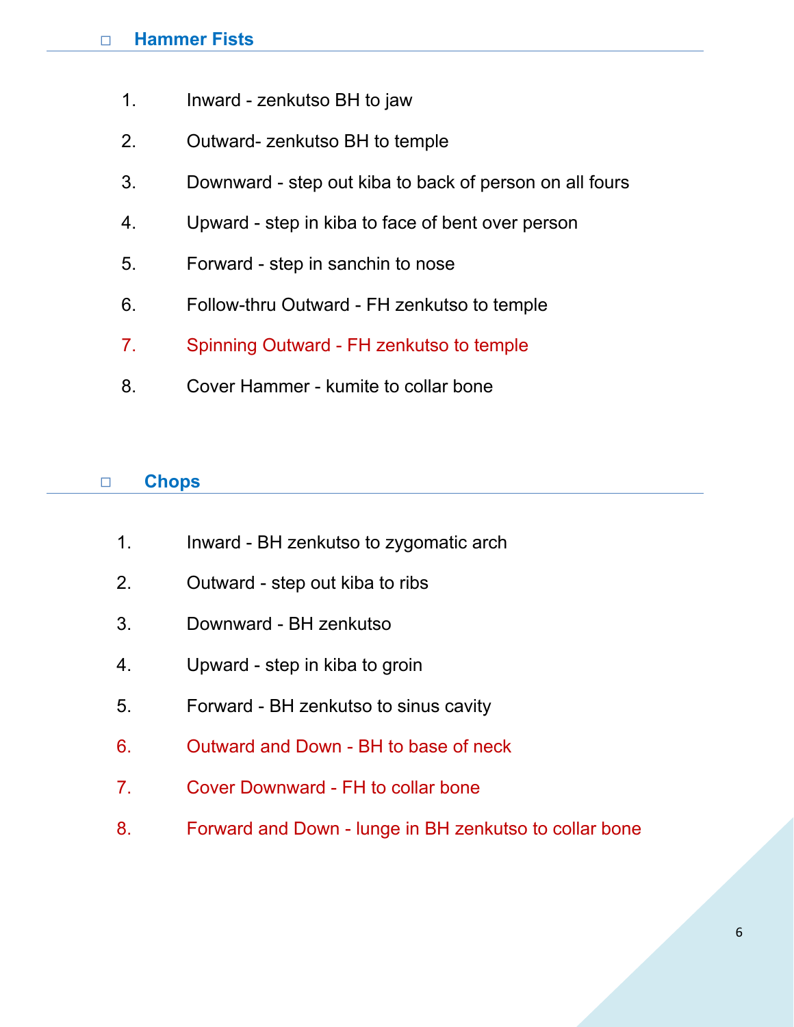## ☐ Hammer Fists

1. Inward - zenkutso BH to jaw
2. Outward- zenkutso BH to temple
3. Downward - step out kiba to back of person on all fours
4. Upward - step in kiba to face of bent over person
5. Forward - step in sanchin to nose
6. Follow-thru Outward - FH zenkutso to temple
7. Spinning Outward - FH zenkutso to temple
8. Cover Hammer - kumite to collar bone

## ☐ Chops

1. Inward - BH zenkutso to zygomatic arch
2. Outward - step out kiba to ribs
3. Downward - BH zenkutso
4. Upward - step in kiba to groin
5. Forward - BH zenkutso to sinus cavity
6. Outward and Down - BH to base of neck
7. Cover Downward - FH to collar bone
8. Forward and Down - lunge in BH zenkutso to collar bone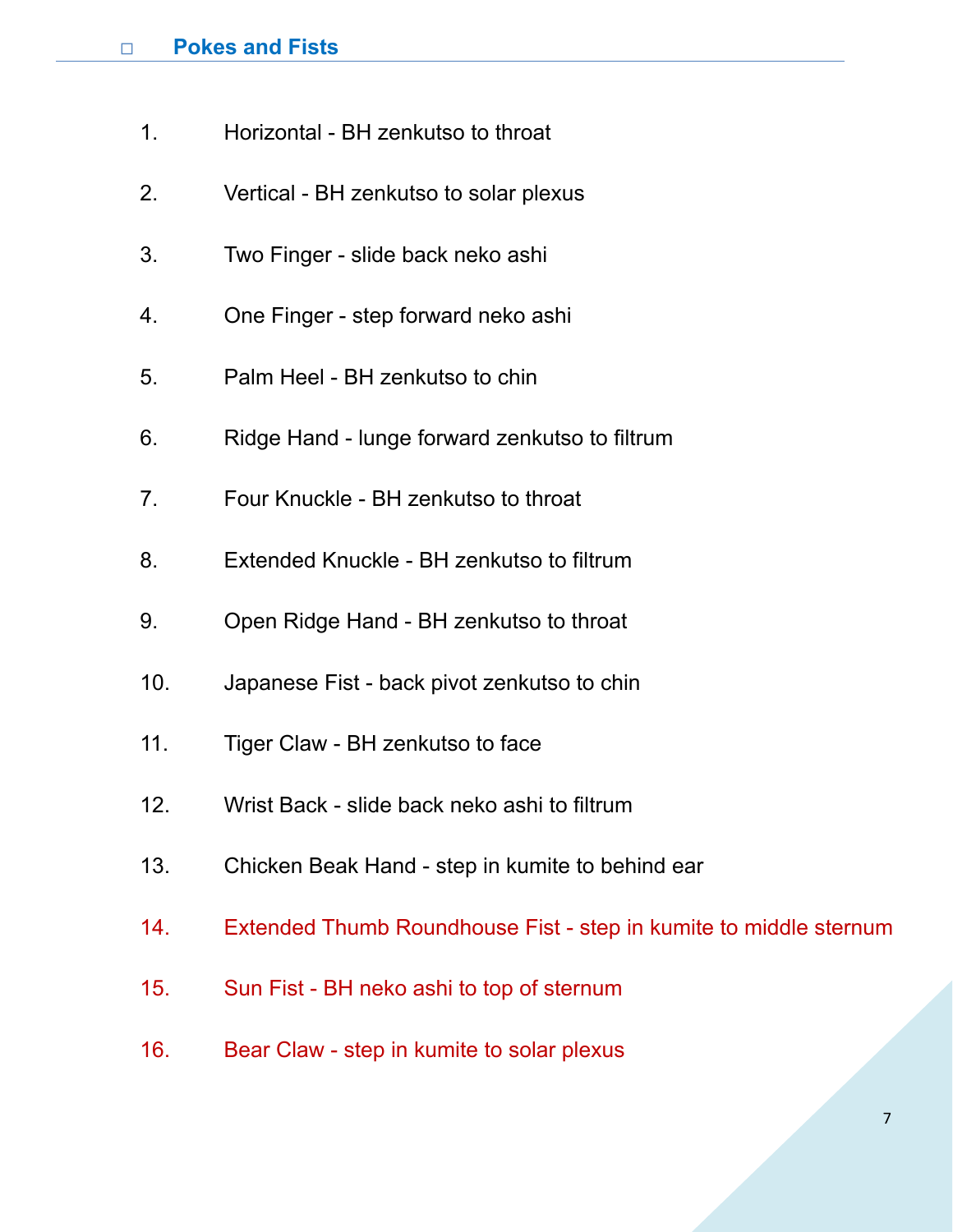## ☐ Pokes and Fists

1. Horizontal - BH zenkutso to throat
2. Vertical - BH zenkutso to solar plexus
3. Two Finger - slide back neko ashi
4. One Finger - step forward neko ashi
5. Palm Heel - BH zenkutso to chin
6. Ridge Hand - lunge forward zenkutso to filtrum
7. Four Knuckle - BH zenkutso to throat
8. Extended Knuckle - BH zenkutso to filtrum
9. Open Ridge Hand - BH zenkutso to throat
10. Japanese Fist - back pivot zenkutso to chin
11. Tiger Claw - BH zenkutso to face
12. Wrist Back - slide back neko ashi to filtrum
13. Chicken Beak Hand - step in kumite to behind ear
14. Extended Thumb Roundhouse Fist - step in kumite to middle sternum
15. Sun Fist - BH neko ashi to top of sternum
16. Bear Claw - step in kumite to solar plexus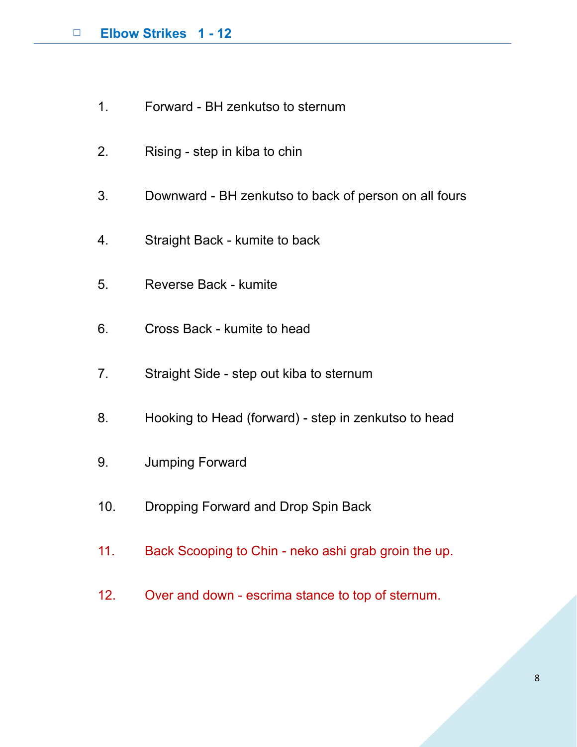## Elbow Strikes 1 - 12

1. Forward - BH zenkutso to sternum
2. Rising - step in kiba to chin
3. Downward - BH zenkutso to back of person on all fours
4. Straight Back - kumite to back
5. Reverse Back - kumite
6. Cross Back - kumite to head
7. Straight Side - step out kiba to sternum
8. Hooking to Head (forward) - step in zenkutso to head
9. Jumping Forward
10. Dropping Forward and Drop Spin Back
11. Back Scooping to Chin - neko ashi grab groin the up.
12. Over and down - escrima stance to top of sternum.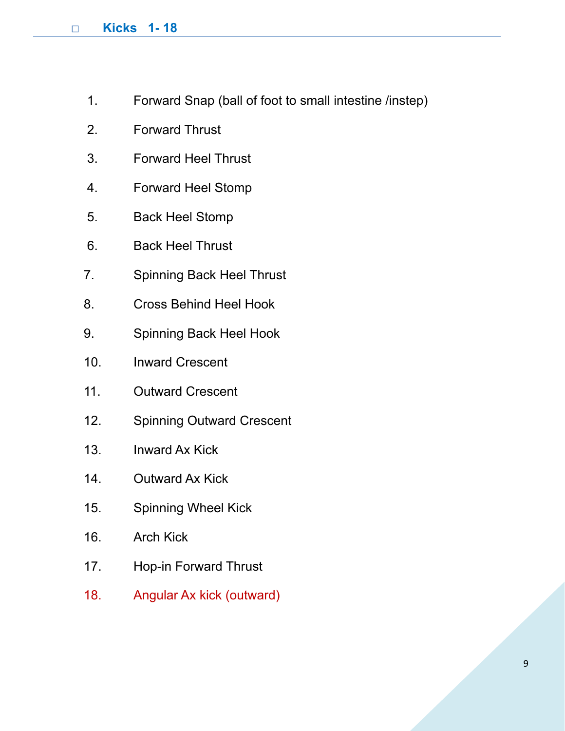## ◻ Kicks 1- 18

1. Forward Snap (ball of foot to small intestine /instep)
2. Forward Thrust
3. Forward Heel Thrust
4. Forward Heel Stomp
5. Back Heel Stomp
6. Back Heel Thrust
7. Spinning Back Heel Thrust
8. Cross Behind Heel Hook
9. Spinning Back Heel Hook
10. Inward Crescent
11. Outward Crescent
12. Spinning Outward Crescent
13. Inward Ax Kick
14. Outward Ax Kick
15. Spinning Wheel Kick
16. Arch Kick
17. Hop-in Forward Thrust
18. Angular Ax kick (outward)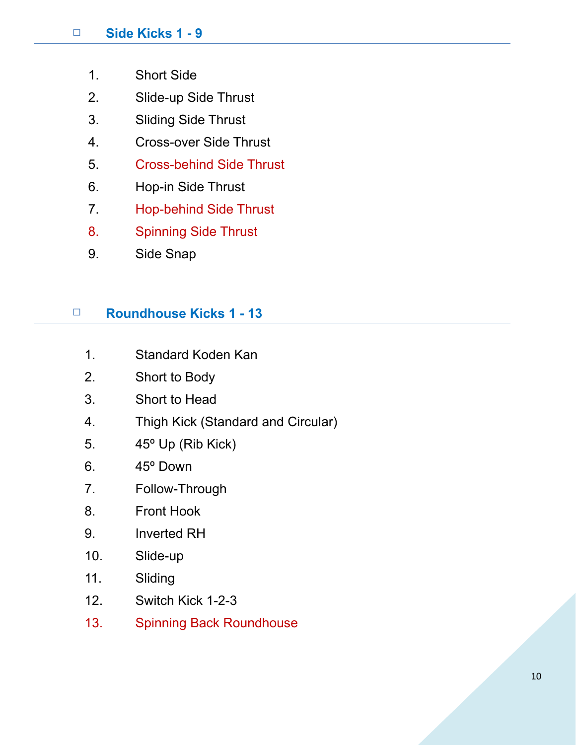## ☐ Side Kicks 1 - 9

1. Short Side
2. Slide-up Side Thrust
3. Sliding Side Thrust
4. Cross-over Side Thrust
5. Cross-behind Side Thrust
6. Hop-in Side Thrust
7. Hop-behind Side Thrust
8. Spinning Side Thrust
9. Side Snap

## ☐ Roundhouse Kicks 1 - 13

1. Standard Koden Kan
2. Short to Body
3. Short to Head
4. Thigh Kick (Standard and Circular)
5. 45º Up (Rib Kick)
6. 45º Down
7. Follow-Through
8. Front Hook
9. Inverted RH
10. Slide-up
11. Sliding
12. Switch Kick 1-2-3
13. Spinning Back Roundhouse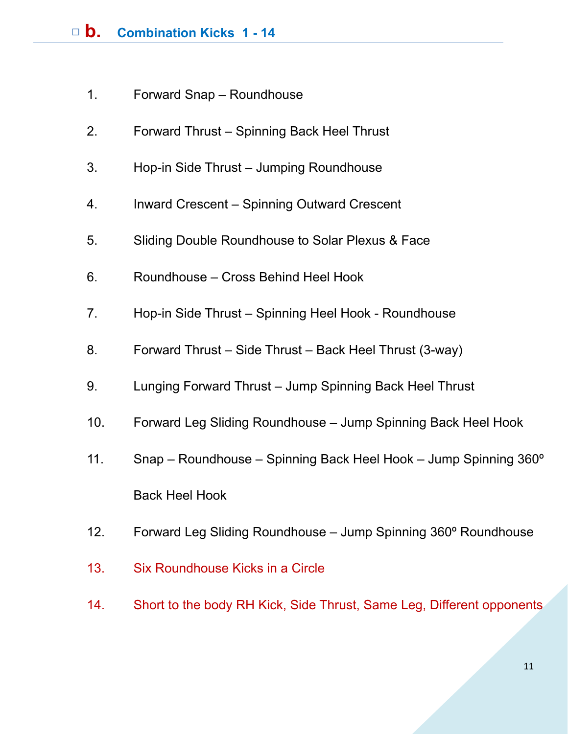## □ b. Combination Kicks 1 - 14

1. Forward Snap – Roundhouse
2. Forward Thrust – Spinning Back Heel Thrust
3. Hop-in Side Thrust – Jumping Roundhouse
4. Inward Crescent – Spinning Outward Crescent
5. Sliding Double Roundhouse to Solar Plexus & Face
6. Roundhouse – Cross Behind Heel Hook
7. Hop-in Side Thrust – Spinning Heel Hook - Roundhouse
8. Forward Thrust – Side Thrust – Back Heel Thrust (3-way)
9. Lunging Forward Thrust – Jump Spinning Back Heel Thrust
10. Forward Leg Sliding Roundhouse – Jump Spinning Back Heel Hook
11. Snap – Roundhouse – Spinning Back Heel Hook – Jump Spinning 360º Back Heel Hook
12. Forward Leg Sliding Roundhouse – Jump Spinning 360º Roundhouse
13. Six Roundhouse Kicks in a Circle
14. Short to the body RH Kick, Side Thrust, Same Leg, Different opponents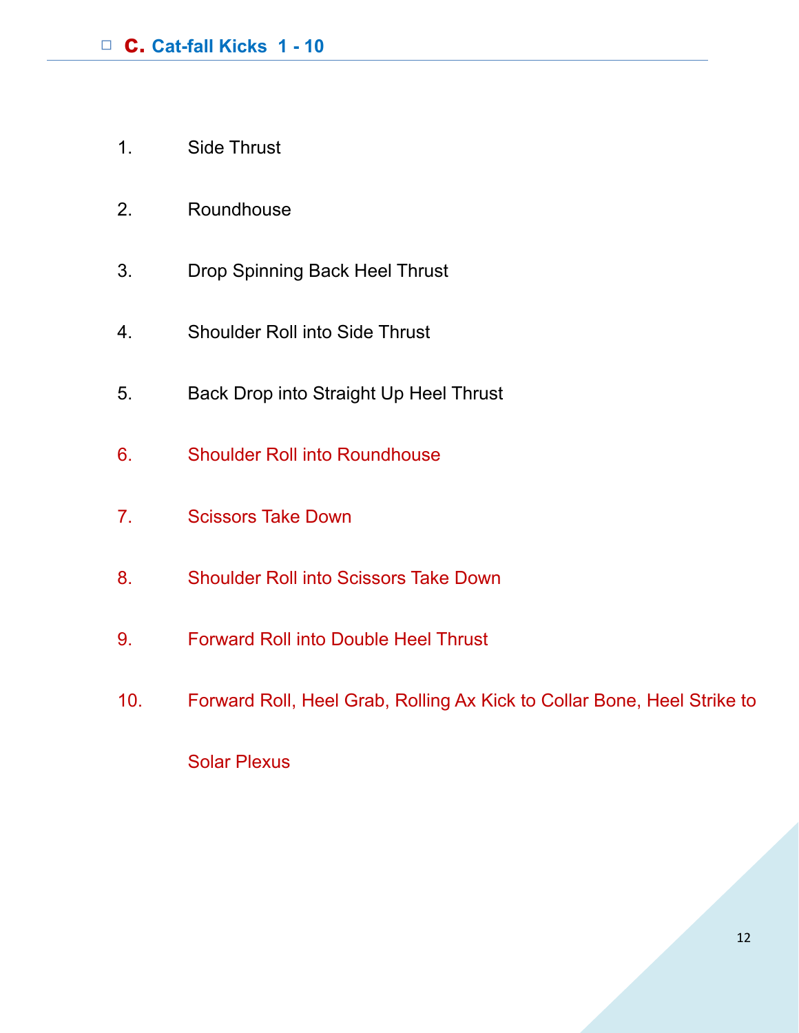## ☐ C. Cat-fall Kicks 1 - 10

1. Side Thrust
2. Roundhouse
3. Drop Spinning Back Heel Thrust
4. Shoulder Roll into Side Thrust
5. Back Drop into Straight Up Heel Thrust
6. Shoulder Roll into Roundhouse
7. Scissors Take Down
8. Shoulder Roll into Scissors Take Down
9. Forward Roll into Double Heel Thrust
10. Forward Roll, Heel Grab, Rolling Ax Kick to Collar Bone, Heel Strike to Solar Plexus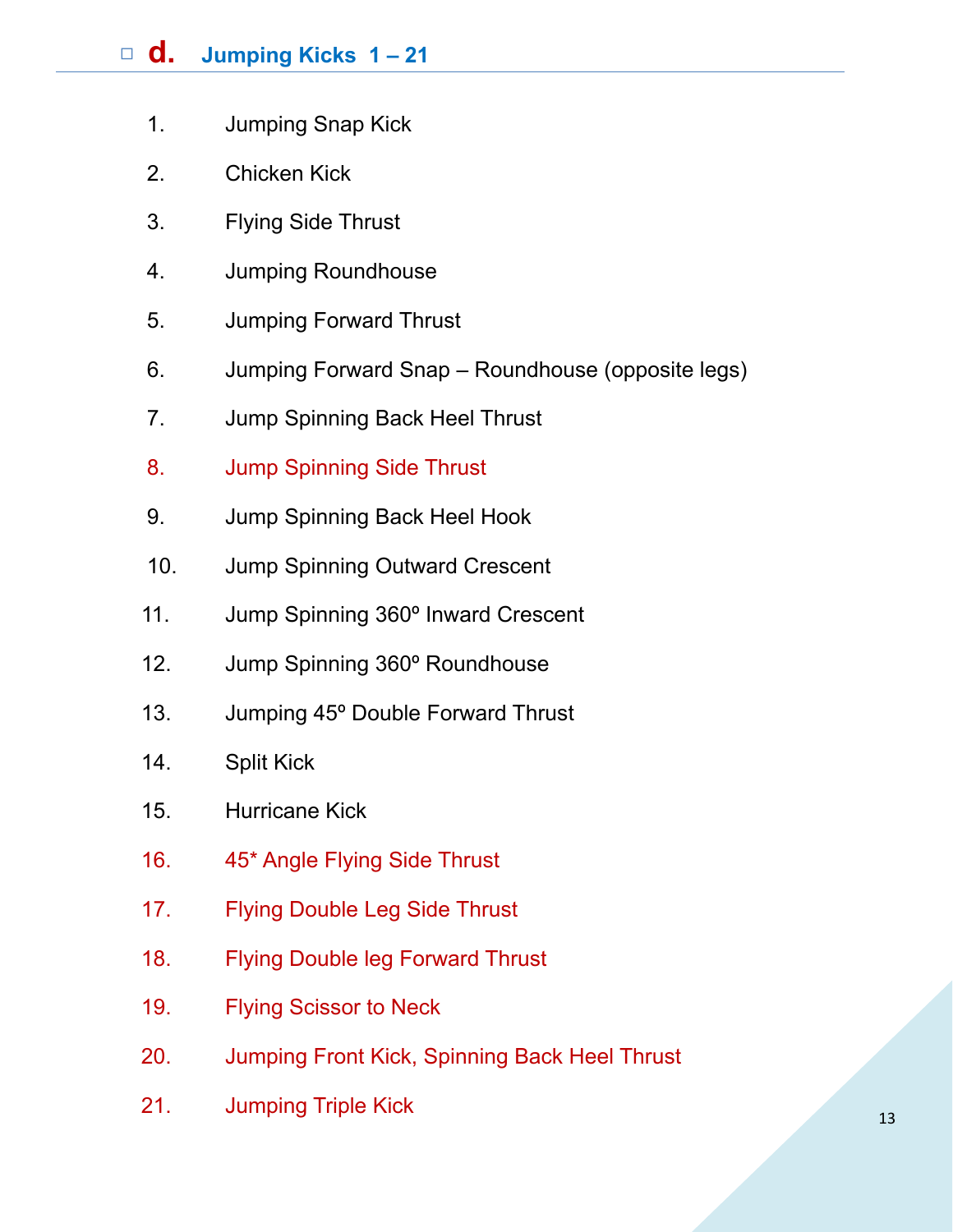## ☐ d. Jumping Kicks 1 – 21

1. Jumping Snap Kick
2. Chicken Kick
3. Flying Side Thrust
4. Jumping Roundhouse
5. Jumping Forward Thrust
6. Jumping Forward Snap – Roundhouse (opposite legs)
7. Jump Spinning Back Heel Thrust
8. Jump Spinning Side Thrust
9. Jump Spinning Back Heel Hook
10. Jump Spinning Outward Crescent
11. Jump Spinning 360º Inward Crescent
12. Jump Spinning 360º Roundhouse
13. Jumping 45º Double Forward Thrust
14. Split Kick
15. Hurricane Kick
16. 45* Angle Flying Side Thrust
17. Flying Double Leg Side Thrust
18. Flying Double leg Forward Thrust
19. Flying Scissor to Neck
20. Jumping Front Kick, Spinning Back Heel Thrust
21. Jumping Triple Kick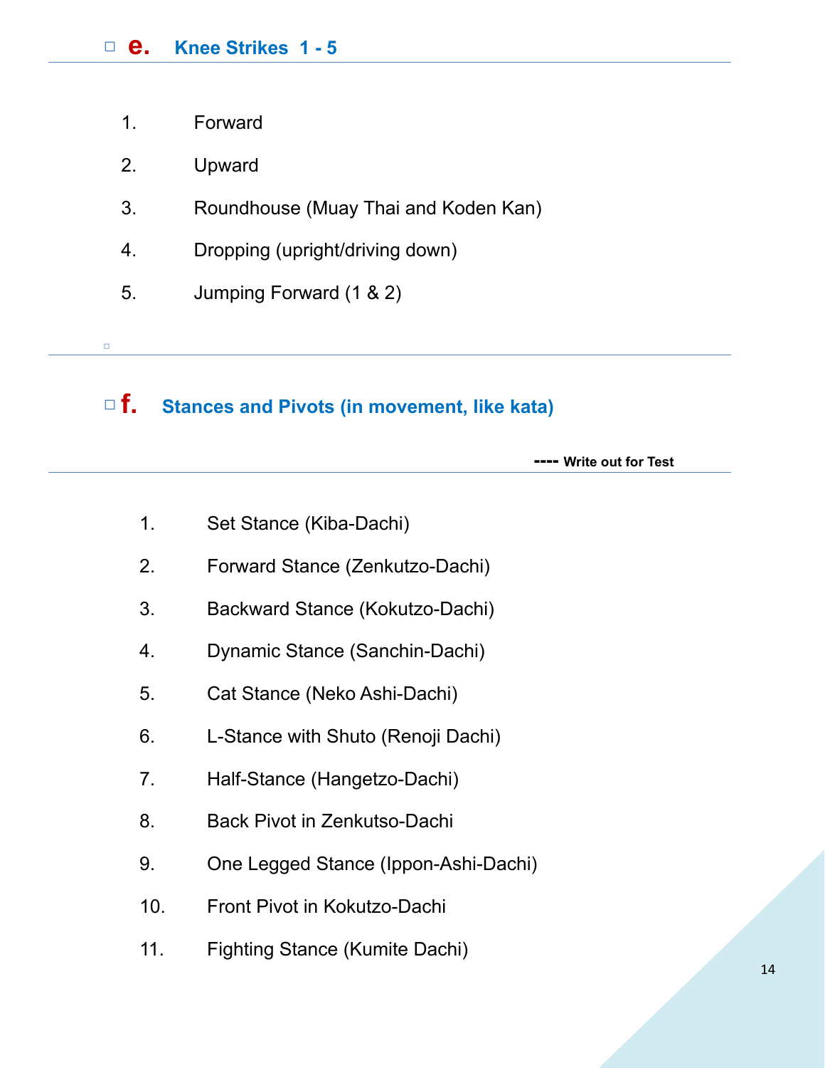## ☐ e. Knee Strikes 1 - 5

1. Forward
2. Upward
3. Roundhouse (Muay Thai and Koden Kan)
4. Dropping (upright/driving down)
5. Jumping Forward (1 & 2)

---

## ☐ f. Stances and Pivots (in movement, like kata)

**---- Write out for Test**

1. Set Stance (Kiba-Dachi)
2. Forward Stance (Zenkutzo-Dachi)
3. Backward Stance (Kokutzo-Dachi)
4. Dynamic Stance (Sanchin-Dachi)
5. Cat Stance (Neko Ashi-Dachi)
6. L-Stance with Shuto (Renoji Dachi)
7. Half-Stance (Hangetzo-Dachi)
8. Back Pivot in Zenkutso-Dachi
9. One Legged Stance (Ippon-Ashi-Dachi)
10. Front Pivot in Kokutzo-Dachi
11. Fighting Stance (Kumite Dachi)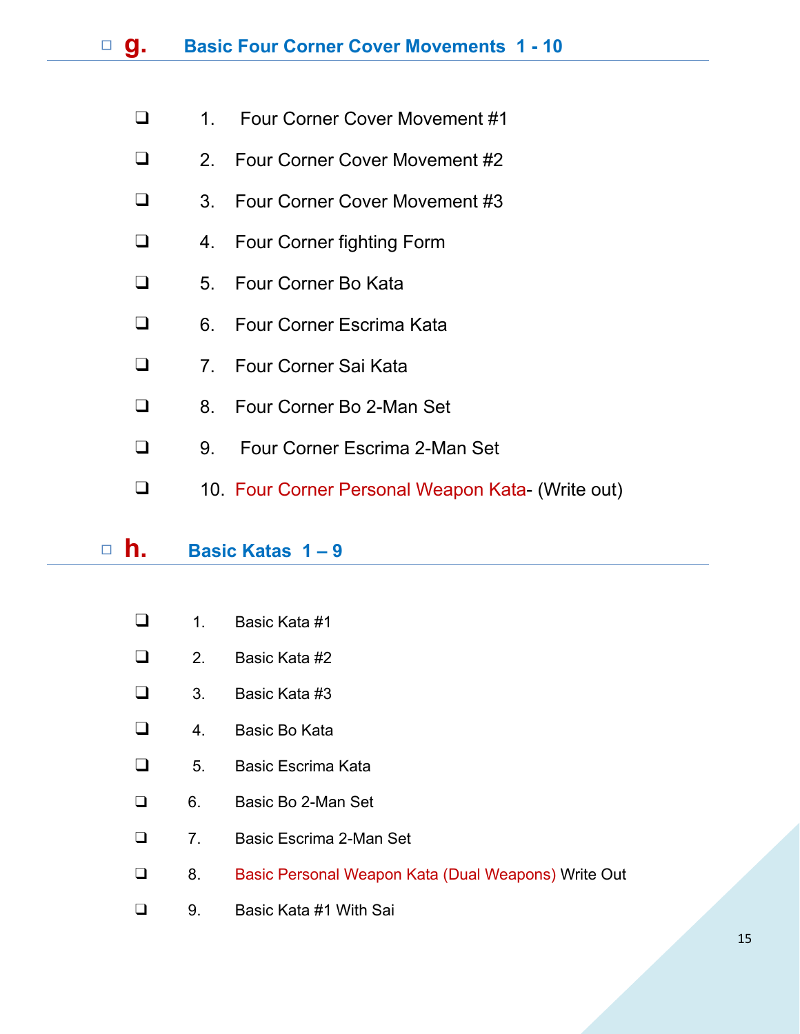## ☐ g. Basic Four Corner Cover Movements 1 - 10

- ☐ 1. Four Corner Cover Movement #1
- ☐ 2. Four Corner Cover Movement #2
- ☐ 3. Four Corner Cover Movement #3
- ☐ 4. Four Corner fighting Form
- ☐ 5. Four Corner Bo Kata
- ☐ 6. Four Corner Escrima Kata
- ☐ 7. Four Corner Sai Kata
- ☐ 8. Four Corner Bo 2-Man Set
- ☐ 9. Four Corner Escrima 2-Man Set
- ☐ 10. Four Corner Personal Weapon Kata- (Write out)

## ☐ h. Basic Katas 1 – 9

- ☐ 1. Basic Kata #1
- ☐ 2. Basic Kata #2
- ☐ 3. Basic Kata #3
- ☐ 4. Basic Bo Kata
- ☐ 5. Basic Escrima Kata
- ☐ 6. Basic Bo 2-Man Set
- ☐ 7. Basic Escrima 2-Man Set
- ☐ 8. Basic Personal Weapon Kata (Dual Weapons) Write Out
- ☐ 9. Basic Kata #1 With Sai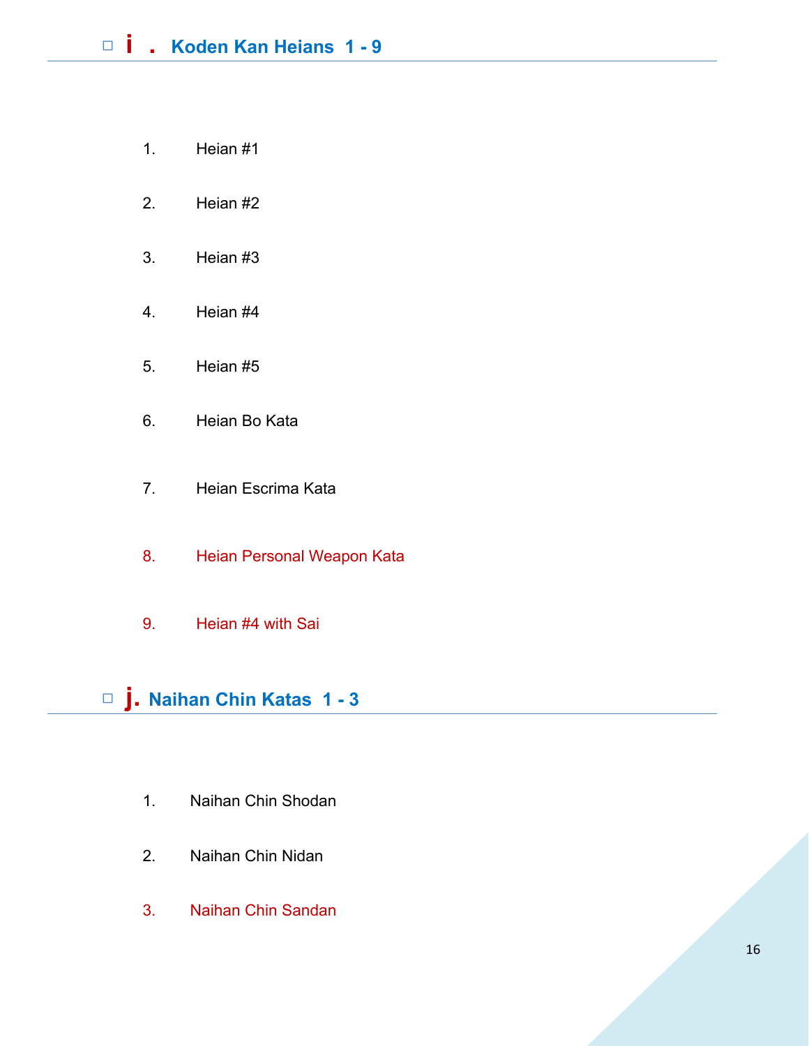## ☐ i . Koden Kan Heians 1 - 9

1. Heian #1
2. Heian #2
3. Heian #3
4. Heian #4
5. Heian #5
6. Heian Bo Kata
7. Heian Escrima Kata
8. Heian Personal Weapon Kata
9. Heian #4 with Sai

## ☐ j. Naihan Chin Katas 1 - 3

1. Naihan Chin Shodan
2. Naihan Chin Nidan
3. Naihan Chin Sandan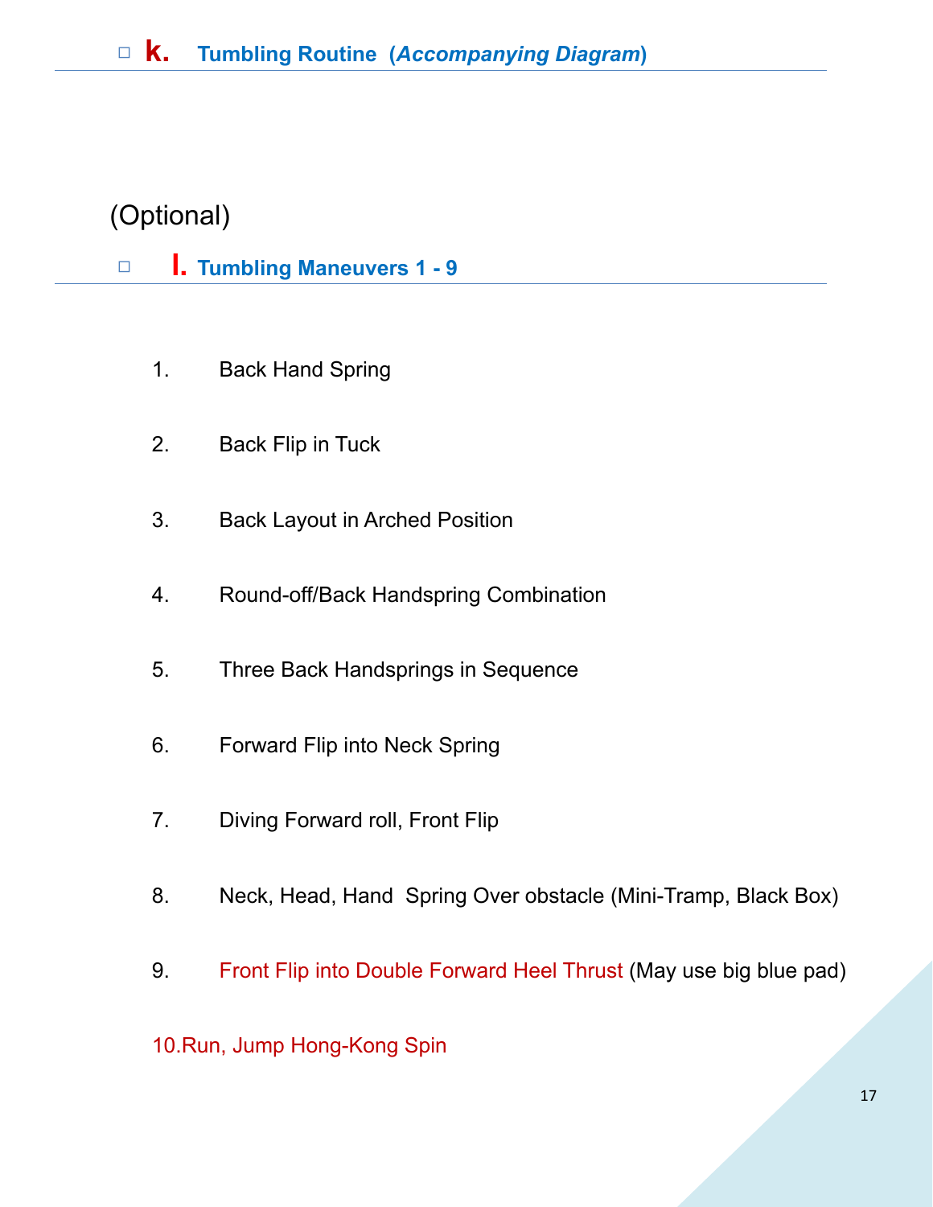## ☐ k. Tumbling Routine (*Accompanying Diagram*)

(Optional)

## ☐ l. Tumbling Maneuvers 1 - 9

1. Back Hand Spring
2. Back Flip in Tuck
3. Back Layout in Arched Position
4. Round-off/Back Handspring Combination
5. Three Back Handsprings in Sequence
6. Forward Flip into Neck Spring
7. Diving Forward roll, Front Flip
8. Neck, Head, Hand Spring Over obstacle (Mini-Tramp, Black Box)
9. Front Flip into Double Forward Heel Thrust (May use big blue pad)
10. Run, Jump Hong-Kong Spin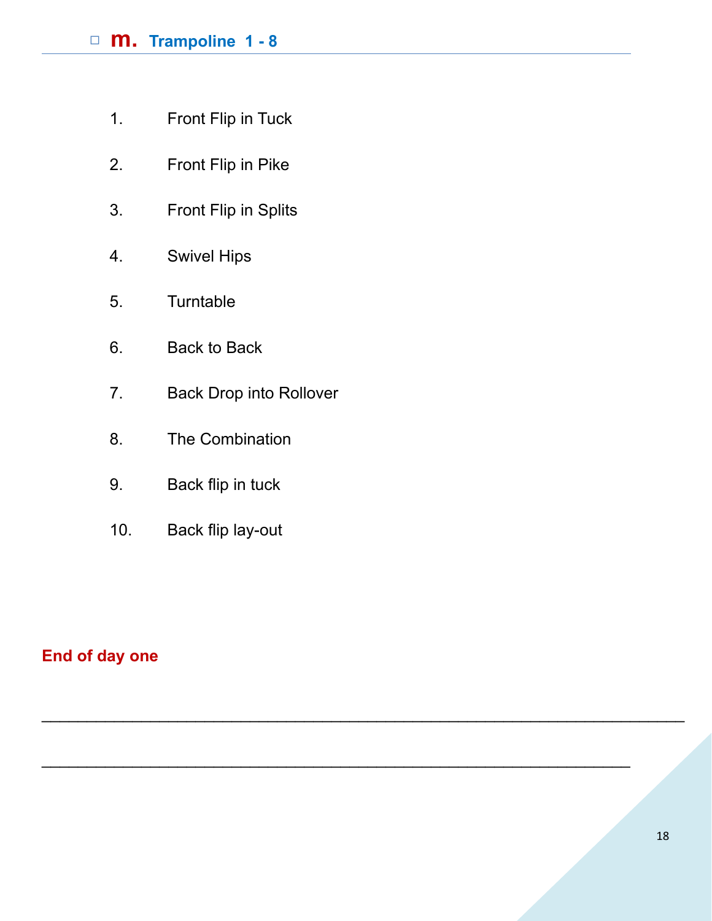## ☐ m. Trampoline 1 - 8

1. Front Flip in Tuck
2. Front Flip in Pike
3. Front Flip in Splits
4. Swivel Hips
5. Turntable
6. Back to Back
7. Back Drop into Rollover
8. The Combination
9. Back flip in tuck
10. Back flip lay-out

**End of day one**

_______________________________________________________________________

_________________________________________________________________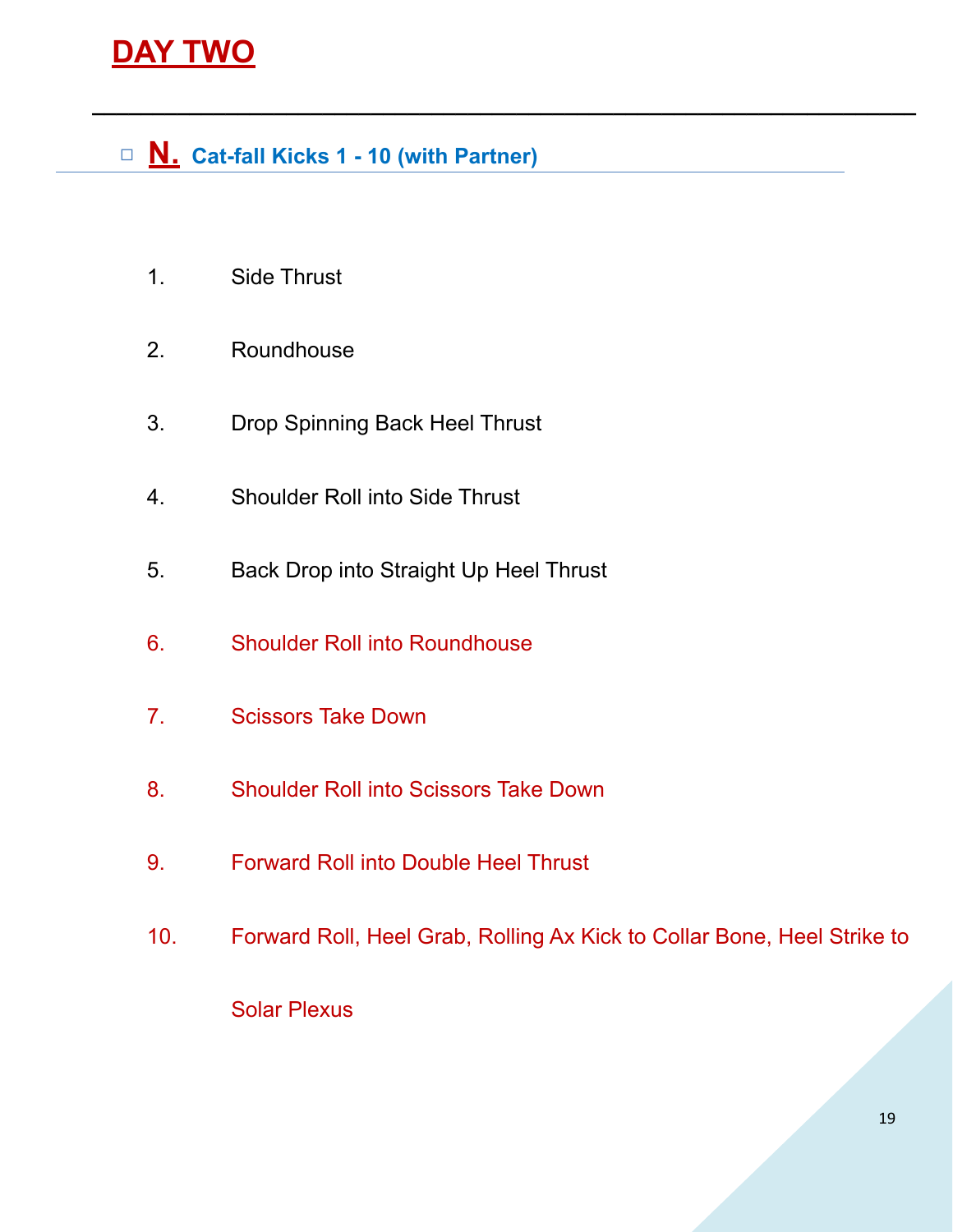# DAY TWO

---

- **N.** **Cat-fall Kicks 1 - 10 (with Partner)**

1. Side Thrust
2. Roundhouse
3. Drop Spinning Back Heel Thrust
4. Shoulder Roll into Side Thrust
5. Back Drop into Straight Up Heel Thrust
6. Shoulder Roll into Roundhouse
7. Scissors Take Down
8. Shoulder Roll into Scissors Take Down
9. Forward Roll into Double Heel Thrust
10. Forward Roll, Heel Grab, Rolling Ax Kick to Collar Bone, Heel Strike to Solar Plexus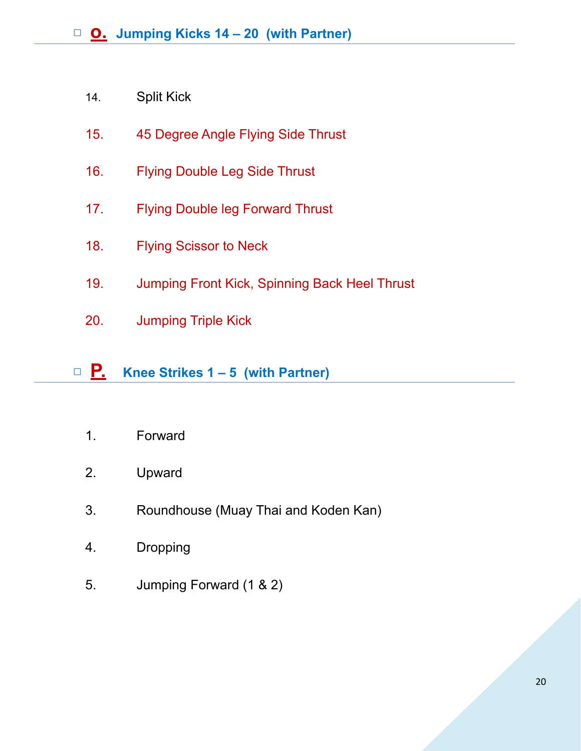## ☐ O. Jumping Kicks 14 – 20 (with Partner)

14. Split Kick
15. 45 Degree Angle Flying Side Thrust
16. Flying Double Leg Side Thrust
17. Flying Double leg Forward Thrust
18. Flying Scissor to Neck
19. Jumping Front Kick, Spinning Back Heel Thrust
20. Jumping Triple Kick

## ☐ P. Knee Strikes 1 – 5 (with Partner)

1. Forward
2. Upward
3. Roundhouse (Muay Thai and Koden Kan)
4. Dropping
5. Jumping Forward (1 & 2)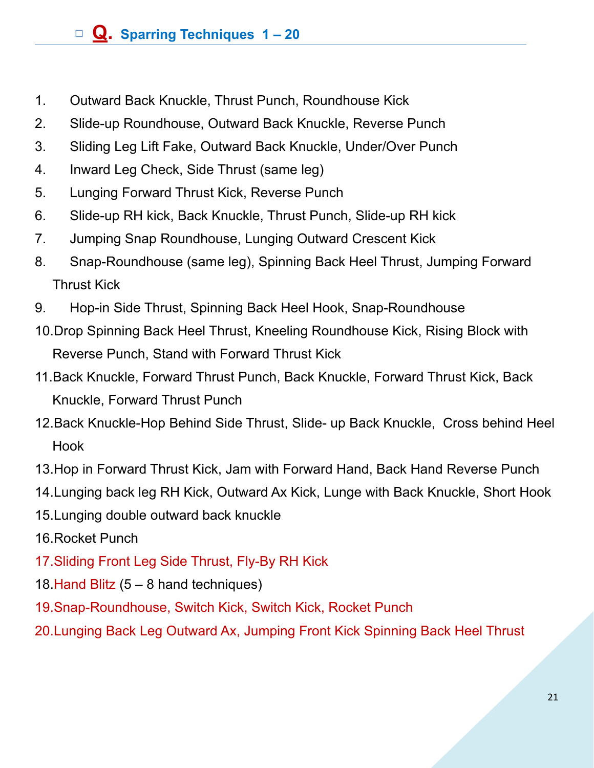## □ Q. Sparring Techniques 1 – 20

1. Outward Back Knuckle, Thrust Punch, Roundhouse Kick
2. Slide-up Roundhouse, Outward Back Knuckle, Reverse Punch
3. Sliding Leg Lift Fake, Outward Back Knuckle, Under/Over Punch
4. Inward Leg Check, Side Thrust (same leg)
5. Lunging Forward Thrust Kick, Reverse Punch
6. Slide-up RH kick, Back Knuckle, Thrust Punch, Slide-up RH kick
7. Jumping Snap Roundhouse, Lunging Outward Crescent Kick
8. Snap-Roundhouse (same leg), Spinning Back Heel Thrust, Jumping Forward Thrust Kick
9. Hop-in Side Thrust, Spinning Back Heel Hook, Snap-Roundhouse
10. Drop Spinning Back Heel Thrust, Kneeling Roundhouse Kick, Rising Block with Reverse Punch, Stand with Forward Thrust Kick
11. Back Knuckle, Forward Thrust Punch, Back Knuckle, Forward Thrust Kick, Back Knuckle, Forward Thrust Punch
12. Back Knuckle-Hop Behind Side Thrust, Slide- up Back Knuckle, Cross behind Heel Hook
13. Hop in Forward Thrust Kick, Jam with Forward Hand, Back Hand Reverse Punch
14. Lunging back leg RH Kick, Outward Ax Kick, Lunge with Back Knuckle, Short Hook
15. Lunging double outward back knuckle
16. Rocket Punch
17. Sliding Front Leg Side Thrust, Fly-By RH Kick
18. Hand Blitz (5 – 8 hand techniques)
19. Snap-Roundhouse, Switch Kick, Switch Kick, Rocket Punch
20. Lunging Back Leg Outward Ax, Jumping Front Kick Spinning Back Heel Thrust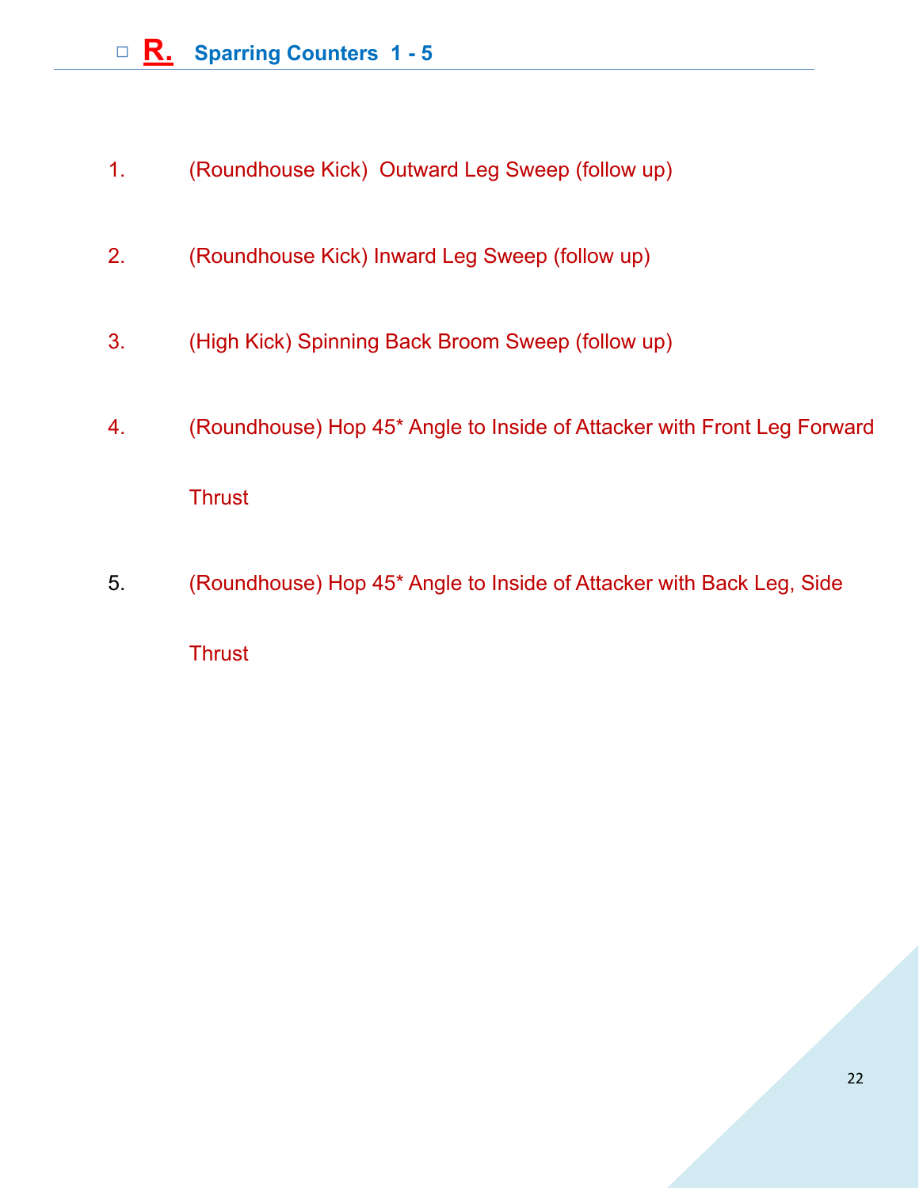## ☐ R. Sparring Counters 1 - 5

1. (Roundhouse Kick) Outward Leg Sweep (follow up)

2. (Roundhouse Kick) Inward Leg Sweep (follow up)

3. (High Kick) Spinning Back Broom Sweep (follow up)

4. (Roundhouse) Hop 45* Angle to Inside of Attacker with Front Leg Forward Thrust

5. (Roundhouse) Hop 45* Angle to Inside of Attacker with Back Leg, Side Thrust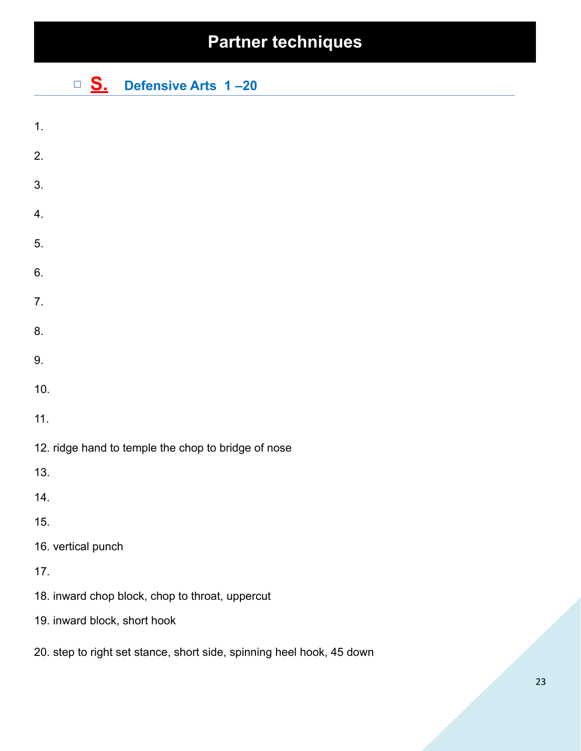# Partner techniques

## ☐ S. Defensive Arts 1 –20

1.

2.

3.

4.

5.

6.

7.

8.

9.

10.

11.

12. ridge hand to temple the chop to bridge of nose

13.

14.

15.

16. vertical punch

17.

18. inward chop block, chop to throat, uppercut

19. inward block, short hook

20. step to right set stance, short side, spinning heel hook, 45 down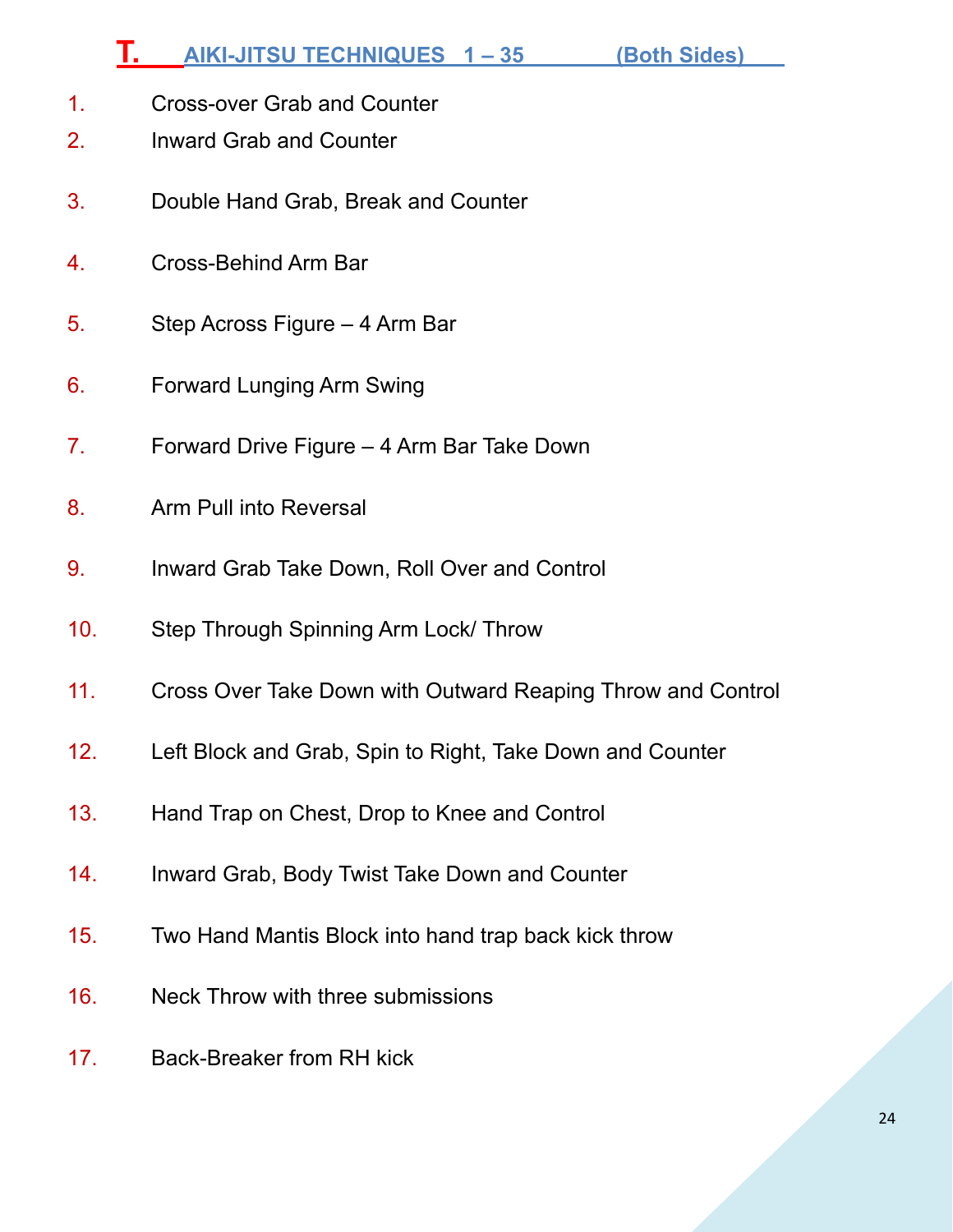## T. AIKI-JITSU TECHNIQUES 1 – 35 (Both Sides)

1. Cross-over Grab and Counter
2. Inward Grab and Counter
3. Double Hand Grab, Break and Counter
4. Cross-Behind Arm Bar
5. Step Across Figure – 4 Arm Bar
6. Forward Lunging Arm Swing
7. Forward Drive Figure – 4 Arm Bar Take Down
8. Arm Pull into Reversal
9. Inward Grab Take Down, Roll Over and Control
10. Step Through Spinning Arm Lock/ Throw
11. Cross Over Take Down with Outward Reaping Throw and Control
12. Left Block and Grab, Spin to Right, Take Down and Counter
13. Hand Trap on Chest, Drop to Knee and Control
14. Inward Grab, Body Twist Take Down and Counter
15. Two Hand Mantis Block into hand trap back kick throw
16. Neck Throw with three submissions
17. Back-Breaker from RH kick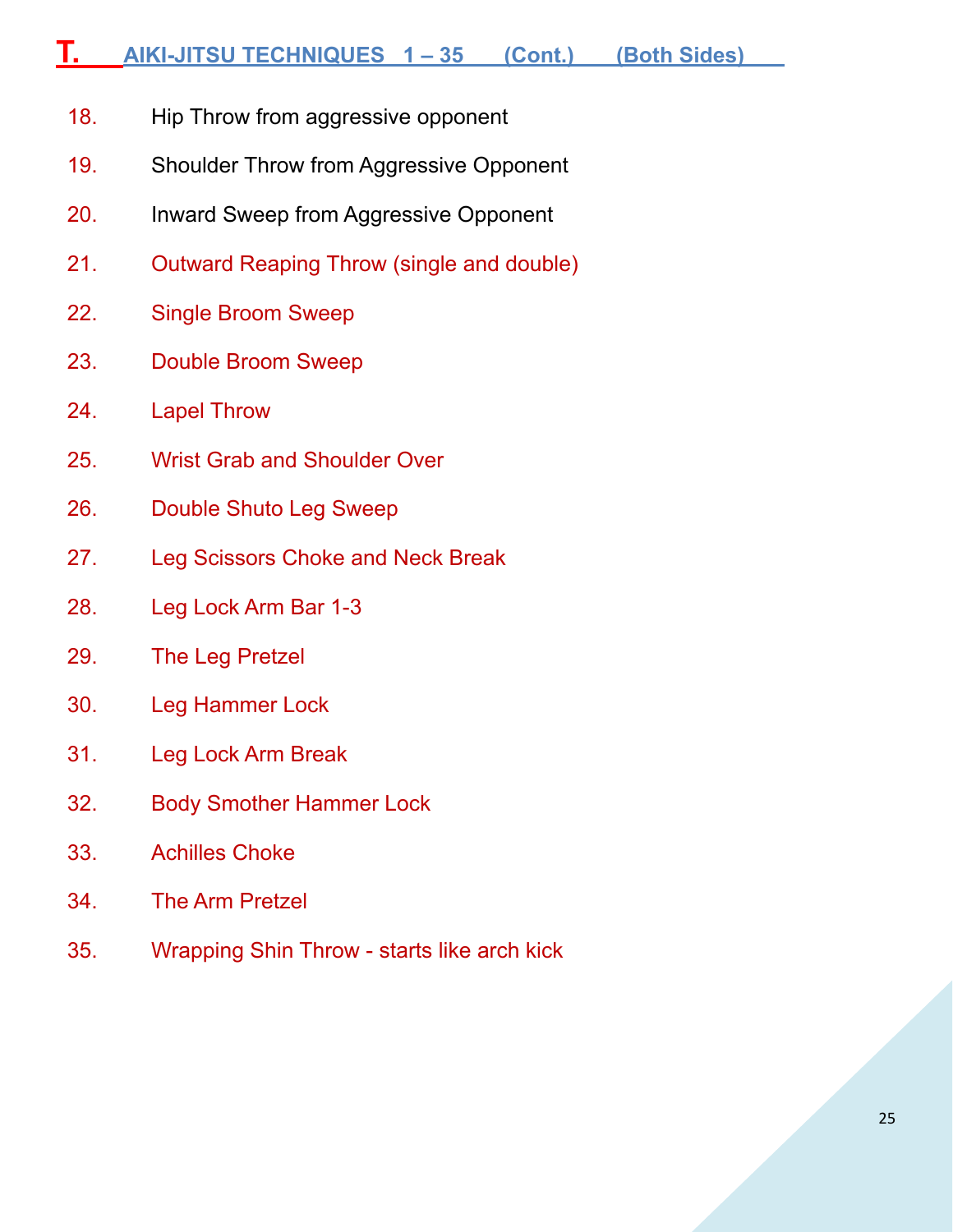## T. AIKI-JITSU TECHNIQUES 1 – 35 (Cont.) (Both Sides)

18. Hip Throw from aggressive opponent
19. Shoulder Throw from Aggressive Opponent
20. Inward Sweep from Aggressive Opponent
21. Outward Reaping Throw (single and double)
22. Single Broom Sweep
23. Double Broom Sweep
24. Lapel Throw
25. Wrist Grab and Shoulder Over
26. Double Shuto Leg Sweep
27. Leg Scissors Choke and Neck Break
28. Leg Lock Arm Bar 1-3
29. The Leg Pretzel
30. Leg Hammer Lock
31. Leg Lock Arm Break
32. Body Smother Hammer Lock
33. Achilles Choke
34. The Arm Pretzel
35. Wrapping Shin Throw - starts like arch kick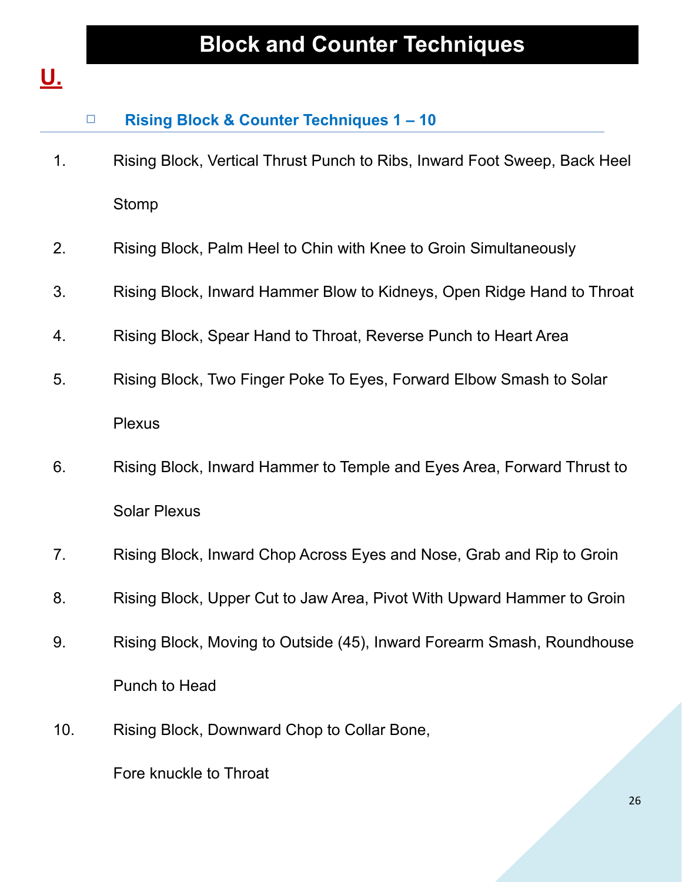# Block and Counter Techniques

## U.

### Rising Block & Counter Techniques 1 – 10

1. Rising Block, Vertical Thrust Punch to Ribs, Inward Foot Sweep, Back Heel Stomp
2. Rising Block, Palm Heel to Chin with Knee to Groin Simultaneously
3. Rising Block, Inward Hammer Blow to Kidneys, Open Ridge Hand to Throat
4. Rising Block, Spear Hand to Throat, Reverse Punch to Heart Area
5. Rising Block, Two Finger Poke To Eyes, Forward Elbow Smash to Solar Plexus
6. Rising Block, Inward Hammer to Temple and Eyes Area, Forward Thrust to Solar Plexus
7. Rising Block, Inward Chop Across Eyes and Nose, Grab and Rip to Groin
8. Rising Block, Upper Cut to Jaw Area, Pivot With Upward Hammer to Groin
9. Rising Block, Moving to Outside (45), Inward Forearm Smash, Roundhouse Punch to Head
10. Rising Block, Downward Chop to Collar Bone,

    Fore knuckle to Throat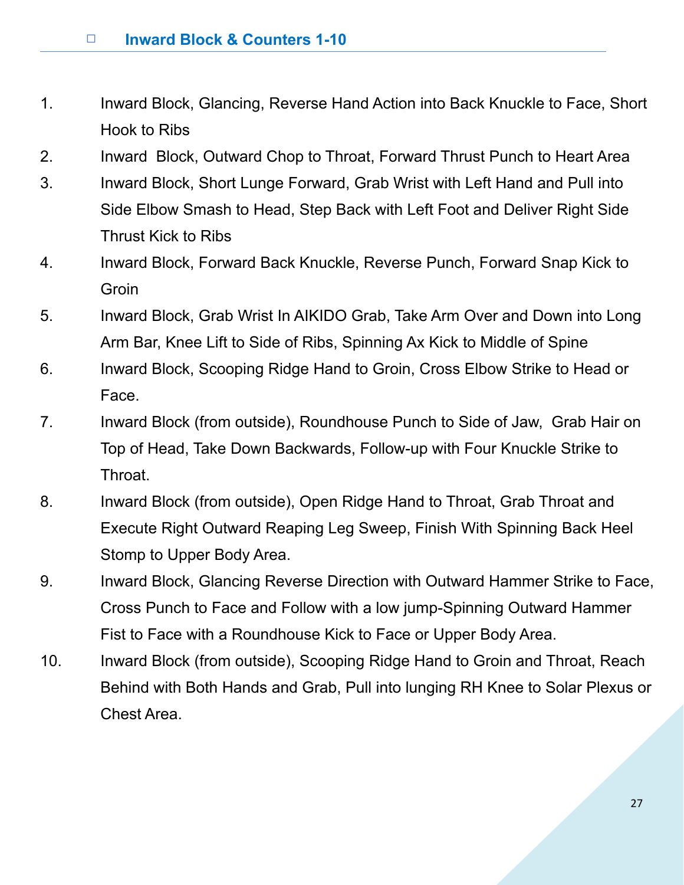## Inward Block & Counters 1-10

1. Inward Block, Glancing, Reverse Hand Action into Back Knuckle to Face, Short Hook to Ribs
2. Inward  Block, Outward Chop to Throat, Forward Thrust Punch to Heart Area
3. Inward Block, Short Lunge Forward, Grab Wrist with Left Hand and Pull into Side Elbow Smash to Head, Step Back with Left Foot and Deliver Right Side Thrust Kick to Ribs
4. Inward Block, Forward Back Knuckle, Reverse Punch, Forward Snap Kick to Groin
5. Inward Block, Grab Wrist In AIKIDO Grab, Take Arm Over and Down into Long Arm Bar, Knee Lift to Side of Ribs, Spinning Ax Kick to Middle of Spine
6. Inward Block, Scooping Ridge Hand to Groin, Cross Elbow Strike to Head or Face.
7. Inward Block (from outside), Roundhouse Punch to Side of Jaw,  Grab Hair on Top of Head, Take Down Backwards, Follow-up with Four Knuckle Strike to Throat.
8. Inward Block (from outside), Open Ridge Hand to Throat, Grab Throat and Execute Right Outward Reaping Leg Sweep, Finish With Spinning Back Heel Stomp to Upper Body Area.
9. Inward Block, Glancing Reverse Direction with Outward Hammer Strike to Face, Cross Punch to Face and Follow with a low jump-Spinning Outward Hammer Fist to Face with a Roundhouse Kick to Face or Upper Body Area.
10. Inward Block (from outside), Scooping Ridge Hand to Groin and Throat, Reach Behind with Both Hands and Grab, Pull into lunging RH Knee to Solar Plexus or Chest Area.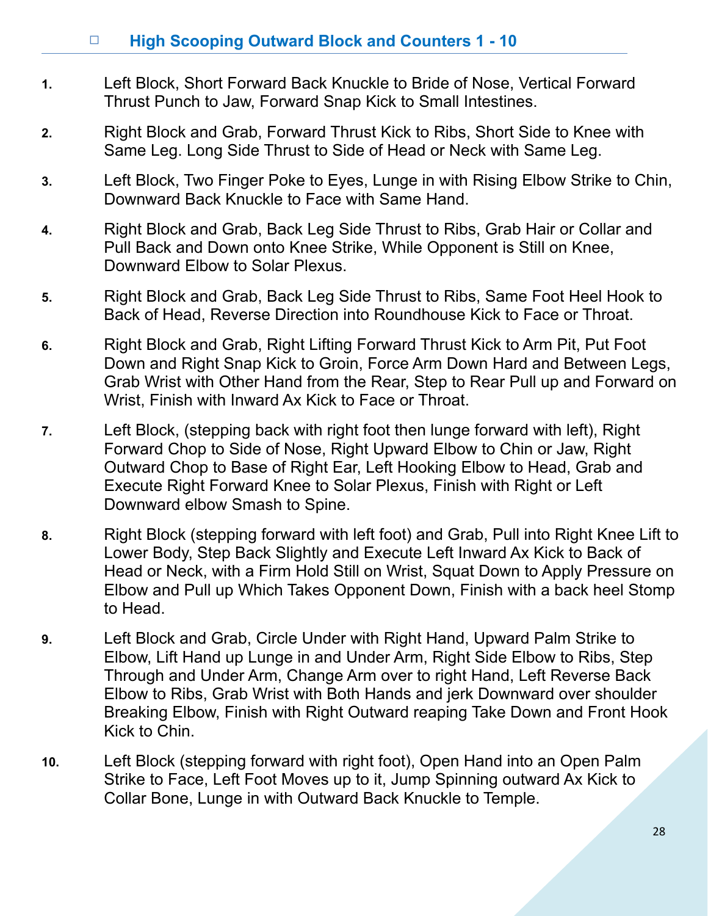## ☐ High Scooping Outward Block and Counters 1 - 10

1. Left Block, Short Forward Back Knuckle to Bride of Nose, Vertical Forward Thrust Punch to Jaw, Forward Snap Kick to Small Intestines.

2. Right Block and Grab, Forward Thrust Kick to Ribs, Short Side to Knee with Same Leg. Long Side Thrust to Side of Head or Neck with Same Leg.

3. Left Block, Two Finger Poke to Eyes, Lunge in with Rising Elbow Strike to Chin, Downward Back Knuckle to Face with Same Hand.

4. Right Block and Grab, Back Leg Side Thrust to Ribs, Grab Hair or Collar and Pull Back and Down onto Knee Strike, While Opponent is Still on Knee, Downward Elbow to Solar Plexus.

5. Right Block and Grab, Back Leg Side Thrust to Ribs, Same Foot Heel Hook to Back of Head, Reverse Direction into Roundhouse Kick to Face or Throat.

6. Right Block and Grab, Right Lifting Forward Thrust Kick to Arm Pit, Put Foot Down and Right Snap Kick to Groin, Force Arm Down Hard and Between Legs, Grab Wrist with Other Hand from the Rear, Step to Rear Pull up and Forward on Wrist, Finish with Inward Ax Kick to Face or Throat.

7. Left Block, (stepping back with right foot then lunge forward with left), Right Forward Chop to Side of Nose, Right Upward Elbow to Chin or Jaw, Right Outward Chop to Base of Right Ear, Left Hooking Elbow to Head, Grab and Execute Right Forward Knee to Solar Plexus, Finish with Right or Left Downward elbow Smash to Spine.

8. Right Block (stepping forward with left foot) and Grab, Pull into Right Knee Lift to Lower Body, Step Back Slightly and Execute Left Inward Ax Kick to Back of Head or Neck, with a Firm Hold Still on Wrist, Squat Down to Apply Pressure on Elbow and Pull up Which Takes Opponent Down, Finish with a back heel Stomp to Head.

9. Left Block and Grab, Circle Under with Right Hand, Upward Palm Strike to Elbow, Lift Hand up Lunge in and Under Arm, Right Side Elbow to Ribs, Step Through and Under Arm, Change Arm over to right Hand, Left Reverse Back Elbow to Ribs, Grab Wrist with Both Hands and jerk Downward over shoulder Breaking Elbow, Finish with Right Outward reaping Take Down and Front Hook Kick to Chin.

10. Left Block (stepping forward with right foot), Open Hand into an Open Palm Strike to Face, Left Foot Moves up to it, Jump Spinning outward Ax Kick to Collar Bone, Lunge in with Outward Back Knuckle to Temple.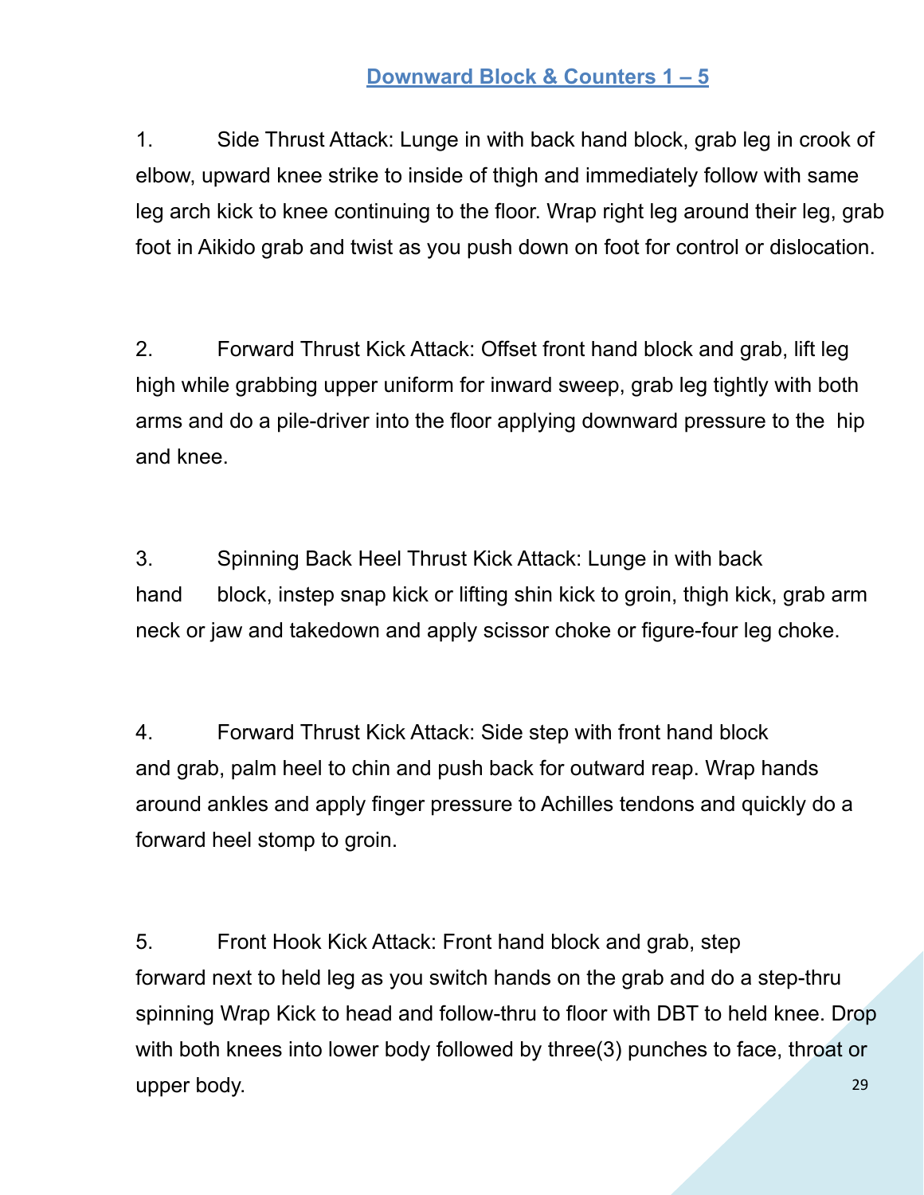## Downward Block & Counters 1 – 5

1. Side Thrust Attack: Lunge in with back hand block, grab leg in crook of elbow, upward knee strike to inside of thigh and immediately follow with same leg arch kick to knee continuing to the floor. Wrap right leg around their leg, grab foot in Aikido grab and twist as you push down on foot for control or dislocation.

2. Forward Thrust Kick Attack: Offset front hand block and grab, lift leg high while grabbing upper uniform for inward sweep, grab leg tightly with both arms and do a pile-driver into the floor applying downward pressure to the hip and knee.

3. Spinning Back Heel Thrust Kick Attack: Lunge in with back hand block, instep snap kick or lifting shin kick to groin, thigh kick, grab arm neck or jaw and takedown and apply scissor choke or figure-four leg choke.

4. Forward Thrust Kick Attack: Side step with front hand block and grab, palm heel to chin and push back for outward reap. Wrap hands around ankles and apply finger pressure to Achilles tendons and quickly do a forward heel stomp to groin.

5. Front Hook Kick Attack: Front hand block and grab, step forward next to held leg as you switch hands on the grab and do a step-thru spinning Wrap Kick to head and follow-thru to floor with DBT to held knee. Drop with both knees into lower body followed by three(3) punches to face, throat or upper body.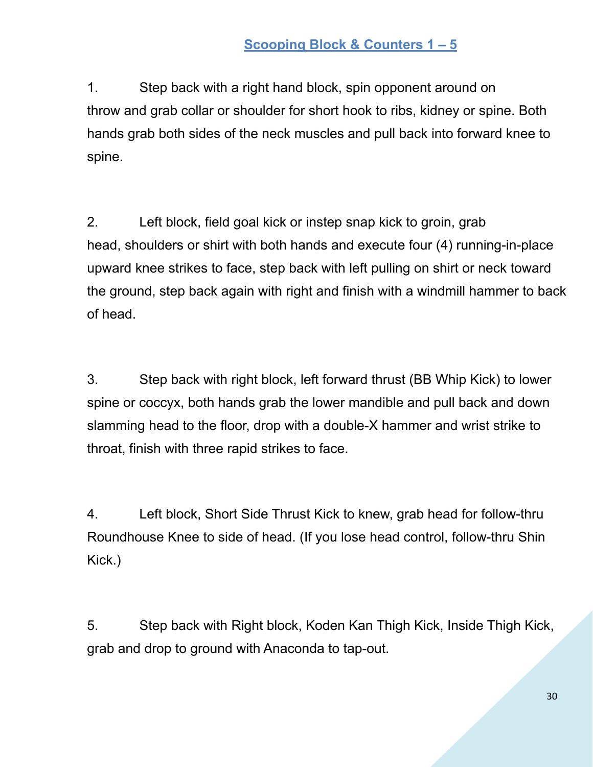## Scooping Block & Counters 1 – 5

1. Step back with a right hand block, spin opponent around on throw and grab collar or shoulder for short hook to ribs, kidney or spine. Both hands grab both sides of the neck muscles and pull back into forward knee to spine.

2. Left block, field goal kick or instep snap kick to groin, grab head, shoulders or shirt with both hands and execute four (4) running-in-place upward knee strikes to face, step back with left pulling on shirt or neck toward the ground, step back again with right and finish with a windmill hammer to back of head.

3. Step back with right block, left forward thrust (BB Whip Kick) to lower spine or coccyx, both hands grab the lower mandible and pull back and down slamming head to the floor, drop with a double-X hammer and wrist strike to throat, finish with three rapid strikes to face.

4. Left block, Short Side Thrust Kick to knew, grab head for follow-thru Roundhouse Knee to side of head. (If you lose head control, follow-thru Shin Kick.)

5. Step back with Right block, Koden Kan Thigh Kick, Inside Thigh Kick, grab and drop to ground with Anaconda to tap-out.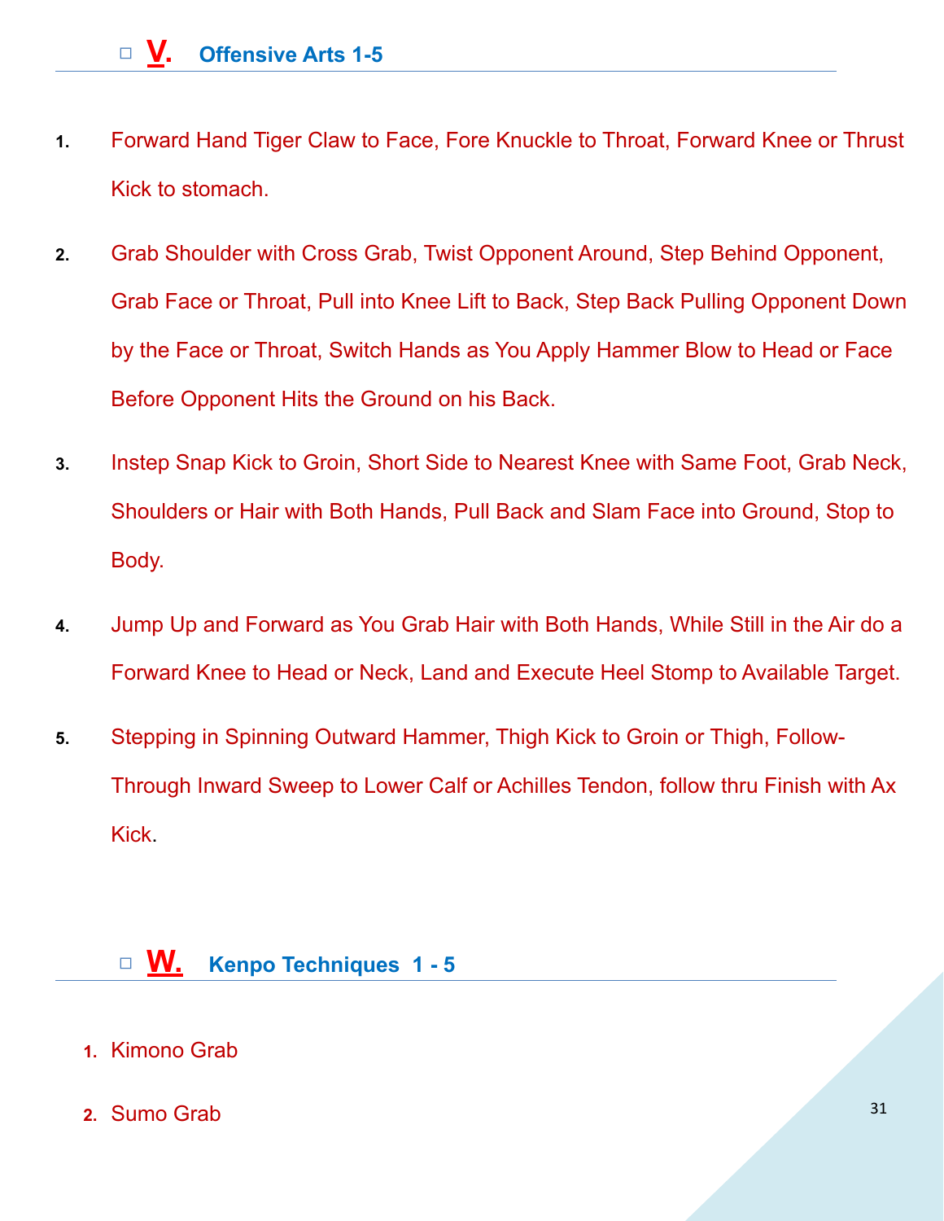## □ V. Offensive Arts 1-5

1. Forward Hand Tiger Claw to Face, Fore Knuckle to Throat, Forward Knee or Thrust Kick to stomach.
2. Grab Shoulder with Cross Grab, Twist Opponent Around, Step Behind Opponent, Grab Face or Throat, Pull into Knee Lift to Back, Step Back Pulling Opponent Down by the Face or Throat, Switch Hands as You Apply Hammer Blow to Head or Face Before Opponent Hits the Ground on his Back.
3. Instep Snap Kick to Groin, Short Side to Nearest Knee with Same Foot, Grab Neck, Shoulders or Hair with Both Hands, Pull Back and Slam Face into Ground, Stop to Body.
4. Jump Up and Forward as You Grab Hair with Both Hands, While Still in the Air do a Forward Knee to Head or Neck, Land and Execute Heel Stomp to Available Target.
5. Stepping in Spinning Outward Hammer, Thigh Kick to Groin or Thigh, Follow-Through Inward Sweep to Lower Calf or Achilles Tendon, follow thru Finish with Ax Kick.

## □ W. Kenpo Techniques 1 - 5

1. Kimono Grab
2. Sumo Grab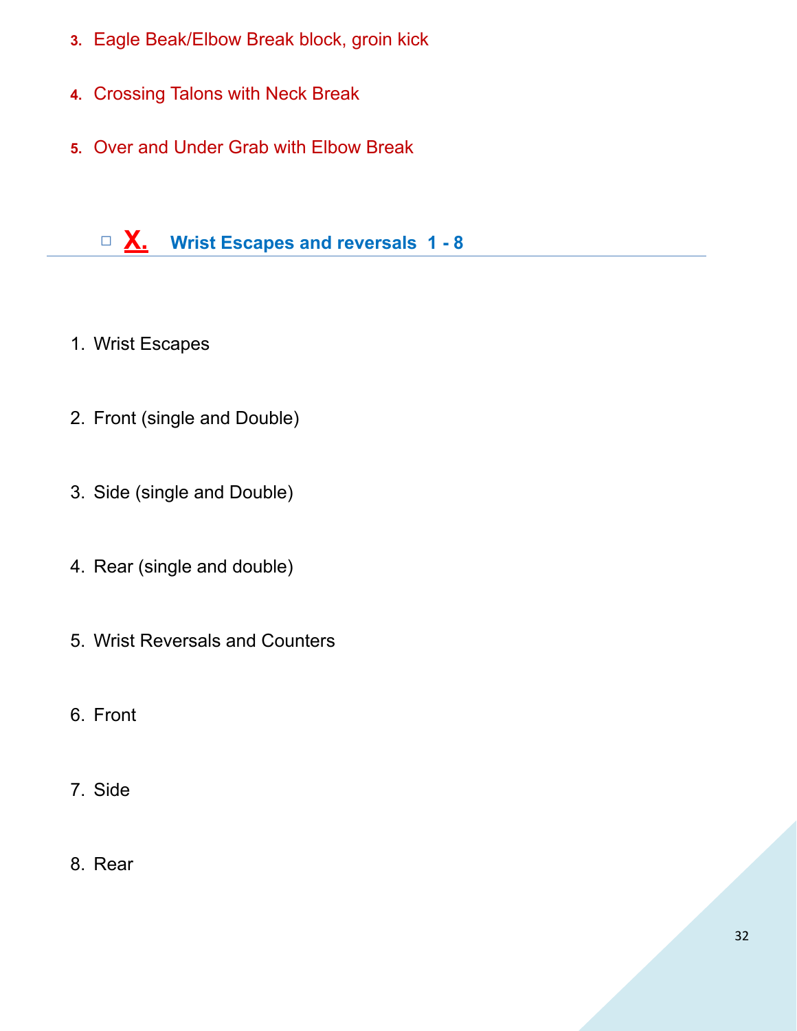3. Eagle Beak/Elbow Break block, groin kick
4. Crossing Talons with Neck Break
5. Over and Under Grab with Elbow Break

## □ X. Wrist Escapes and reversals 1 - 8

1. Wrist Escapes
2. Front (single and Double)
3. Side (single and Double)
4. Rear (single and double)
5. Wrist Reversals and Counters
6. Front
7. Side
8. Rear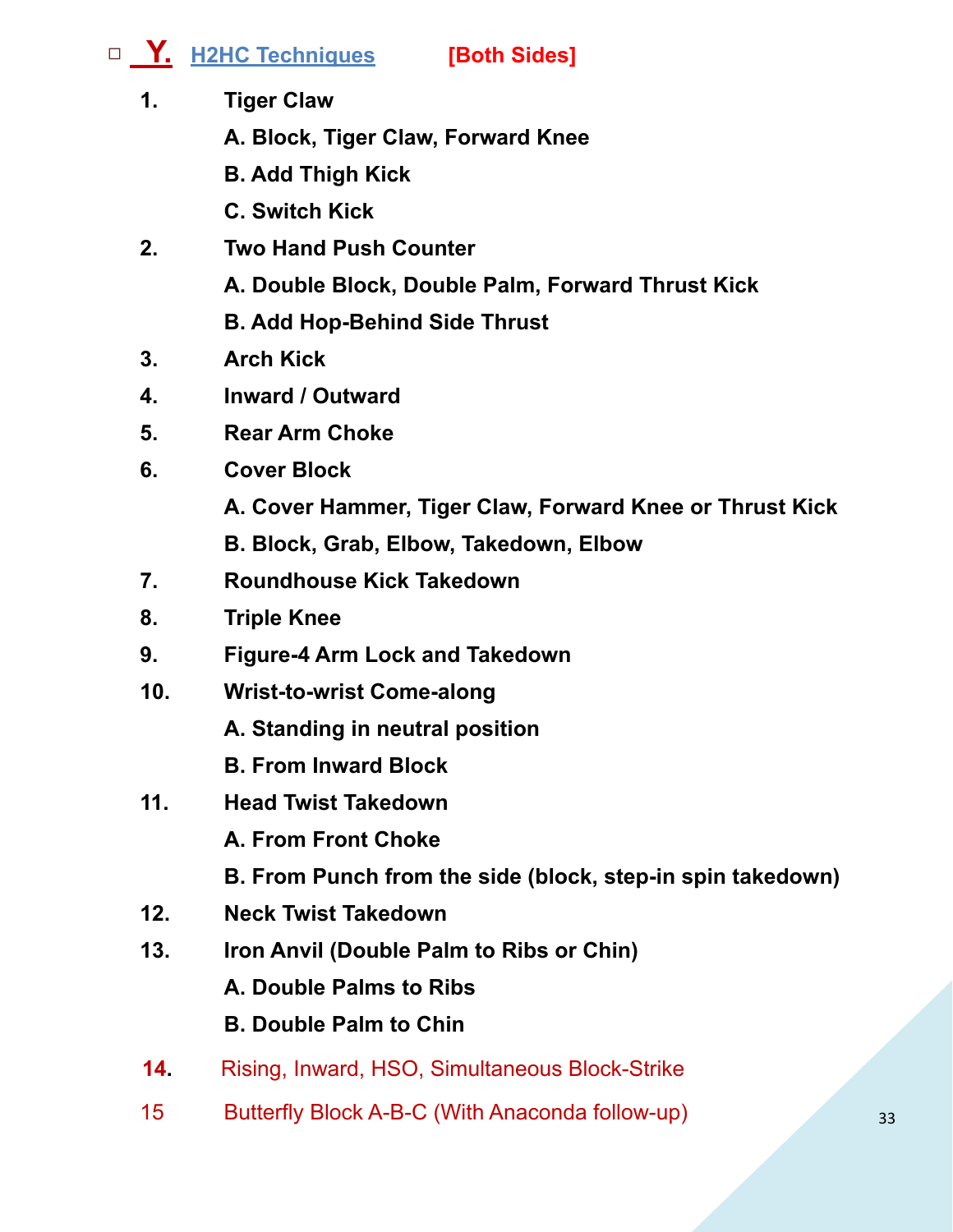## ☐ Y. H2HC Techniques [Both Sides]

1. **Tiger Claw**
   - **A. Block, Tiger Claw, Forward Knee**
   - **B. Add Thigh Kick**
   - **C. Switch Kick**
2. **Two Hand Push Counter**
   - **A. Double Block, Double Palm, Forward Thrust Kick**
   - **B. Add Hop-Behind Side Thrust**
3. **Arch Kick**
4. **Inward / Outward**
5. **Rear Arm Choke**
6. **Cover Block**
   - **A. Cover Hammer, Tiger Claw, Forward Knee or Thrust Kick**
   - **B. Block, Grab, Elbow, Takedown, Elbow**
7. **Roundhouse Kick Takedown**
8. **Triple Knee**
9. **Figure-4 Arm Lock and Takedown**
10. **Wrist-to-wrist Come-along**
    - **A. Standing in neutral position**
    - **B. From Inward Block**
11. **Head Twist Takedown**
    - **A. From Front Choke**
    - **B. From Punch from the side (block, step-in spin takedown)**
12. **Neck Twist Takedown**
13. **Iron Anvil (Double Palm to Ribs or Chin)**
    - **A. Double Palms to Ribs**
    - **B. Double Palm to Chin**
14. Rising, Inward, HSO, Simultaneous Block-Strike
15. Butterfly Block A-B-C (With Anaconda follow-up)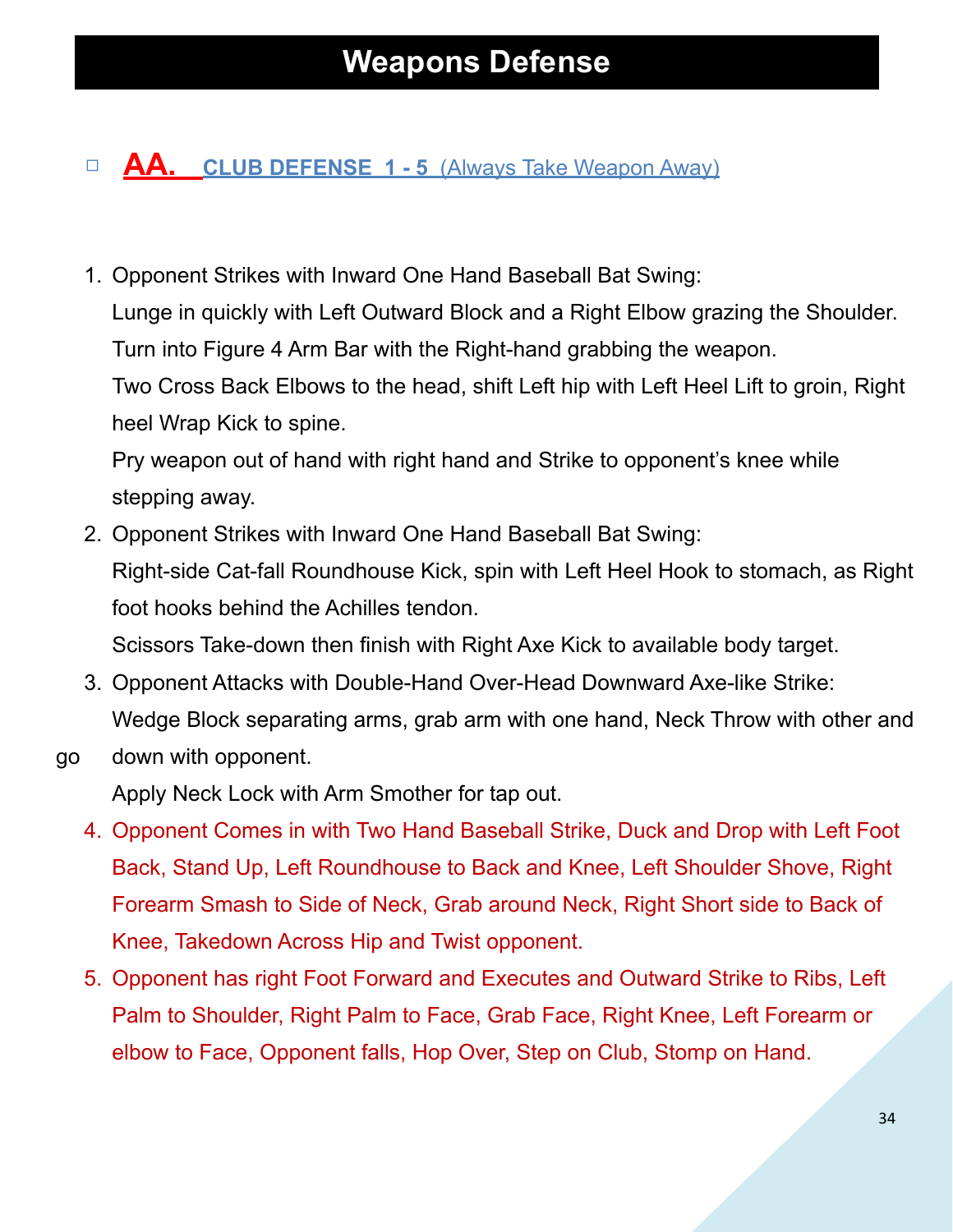# Weapons Defense

- ☐ **AA.** **CLUB DEFENSE 1 - 5** (Always Take Weapon Away)

1. Opponent Strikes with Inward One Hand Baseball Bat Swing:
   Lunge in quickly with Left Outward Block and a Right Elbow grazing the Shoulder.
   Turn into Figure 4 Arm Bar with the Right-hand grabbing the weapon.
   Two Cross Back Elbows to the head, shift Left hip with Left Heel Lift to groin, Right heel Wrap Kick to spine.
   Pry weapon out of hand with right hand and Strike to opponent's knee while stepping away.
2. Opponent Strikes with Inward One Hand Baseball Bat Swing:
   Right-side Cat-fall Roundhouse Kick, spin with Left Heel Hook to stomach, as Right foot hooks behind the Achilles tendon.
   Scissors Take-down then finish with Right Axe Kick to available body target.
3. Opponent Attacks with Double-Hand Over-Head Downward Axe-like Strike:
   Wedge Block separating arms, grab arm with one hand, Neck Throw with other and go down with opponent.
   Apply Neck Lock with Arm Smother for tap out.
4. Opponent Comes in with Two Hand Baseball Strike, Duck and Drop with Left Foot Back, Stand Up, Left Roundhouse to Back and Knee, Left Shoulder Shove, Right Forearm Smash to Side of Neck, Grab around Neck, Right Short side to Back of Knee, Takedown Across Hip and Twist opponent.
5. Opponent has right Foot Forward and Executes and Outward Strike to Ribs, Left Palm to Shoulder, Right Palm to Face, Grab Face, Right Knee, Left Forearm or elbow to Face, Opponent falls, Hop Over, Step on Club, Stomp on Hand.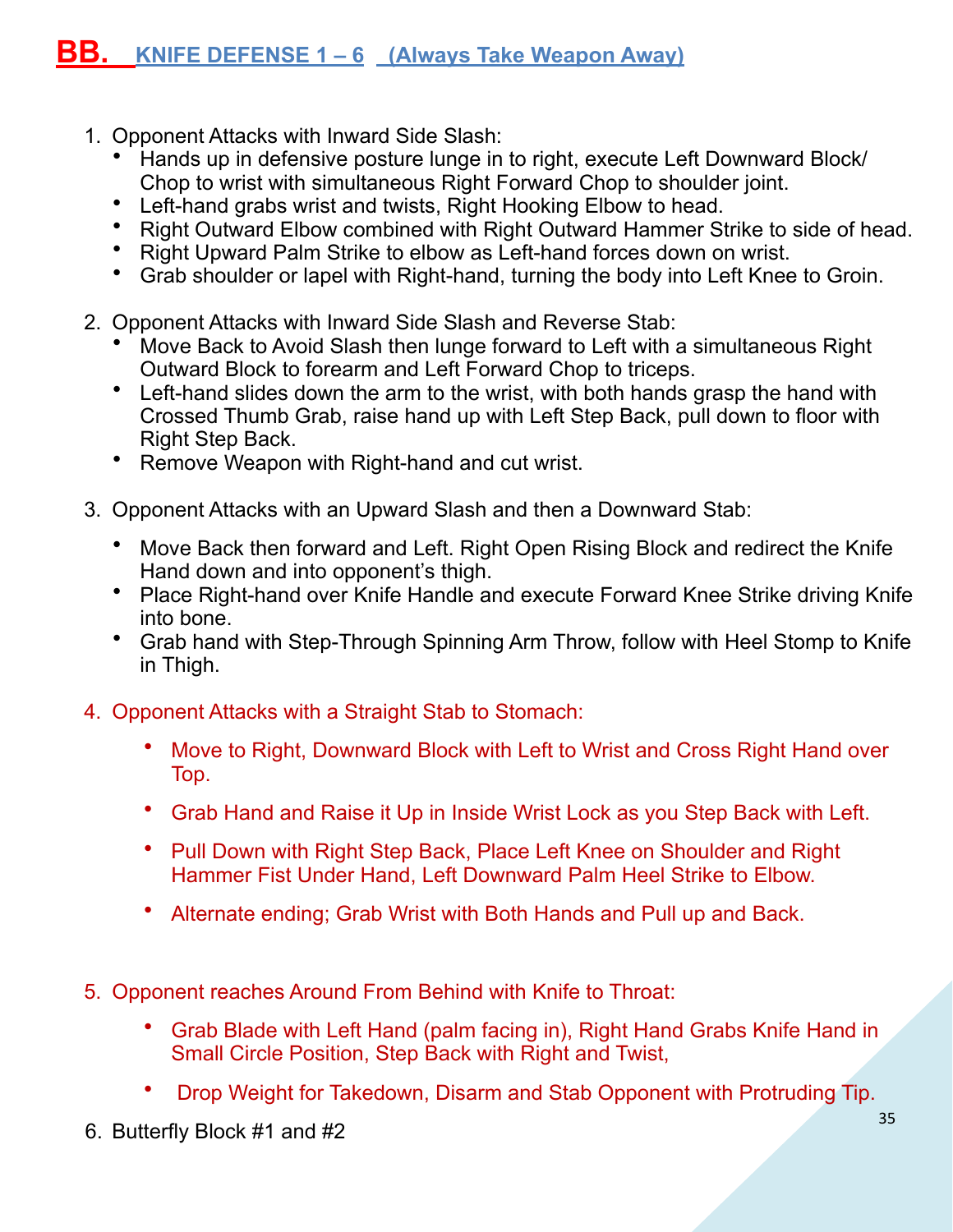## BB. KNIFE DEFENSE 1 – 6 (Always Take Weapon Away)

1. Opponent Attacks with Inward Side Slash:
   - Hands up in defensive posture lunge in to right, execute Left Downward Block/ Chop to wrist with simultaneous Right Forward Chop to shoulder joint.
   - Left-hand grabs wrist and twists, Right Hooking Elbow to head.
   - Right Outward Elbow combined with Right Outward Hammer Strike to side of head.
   - Right Upward Palm Strike to elbow as Left-hand forces down on wrist.
   - Grab shoulder or lapel with Right-hand, turning the body into Left Knee to Groin.

2. Opponent Attacks with Inward Side Slash and Reverse Stab:
   - Move Back to Avoid Slash then lunge forward to Left with a simultaneous Right Outward Block to forearm and Left Forward Chop to triceps.
   - Left-hand slides down the arm to the wrist, with both hands grasp the hand with Crossed Thumb Grab, raise hand up with Left Step Back, pull down to floor with Right Step Back.
   - Remove Weapon with Right-hand and cut wrist.

3. Opponent Attacks with an Upward Slash and then a Downward Stab:
   - Move Back then forward and Left. Right Open Rising Block and redirect the Knife Hand down and into opponent's thigh.
   - Place Right-hand over Knife Handle and execute Forward Knee Strike driving Knife into bone.
   - Grab hand with Step-Through Spinning Arm Throw, follow with Heel Stomp to Knife in Thigh.

4. Opponent Attacks with a Straight Stab to Stomach:
   - Move to Right, Downward Block with Left to Wrist and Cross Right Hand over Top.
   - Grab Hand and Raise it Up in Inside Wrist Lock as you Step Back with Left.
   - Pull Down with Right Step Back, Place Left Knee on Shoulder and Right Hammer Fist Under Hand, Left Downward Palm Heel Strike to Elbow.
   - Alternate ending; Grab Wrist with Both Hands and Pull up and Back.

5. Opponent reaches Around From Behind with Knife to Throat:
   - Grab Blade with Left Hand (palm facing in), Right Hand Grabs Knife Hand in Small Circle Position, Step Back with Right and Twist,
   - Drop Weight for Takedown, Disarm and Stab Opponent with Protruding Tip.

6. Butterfly Block #1 and #2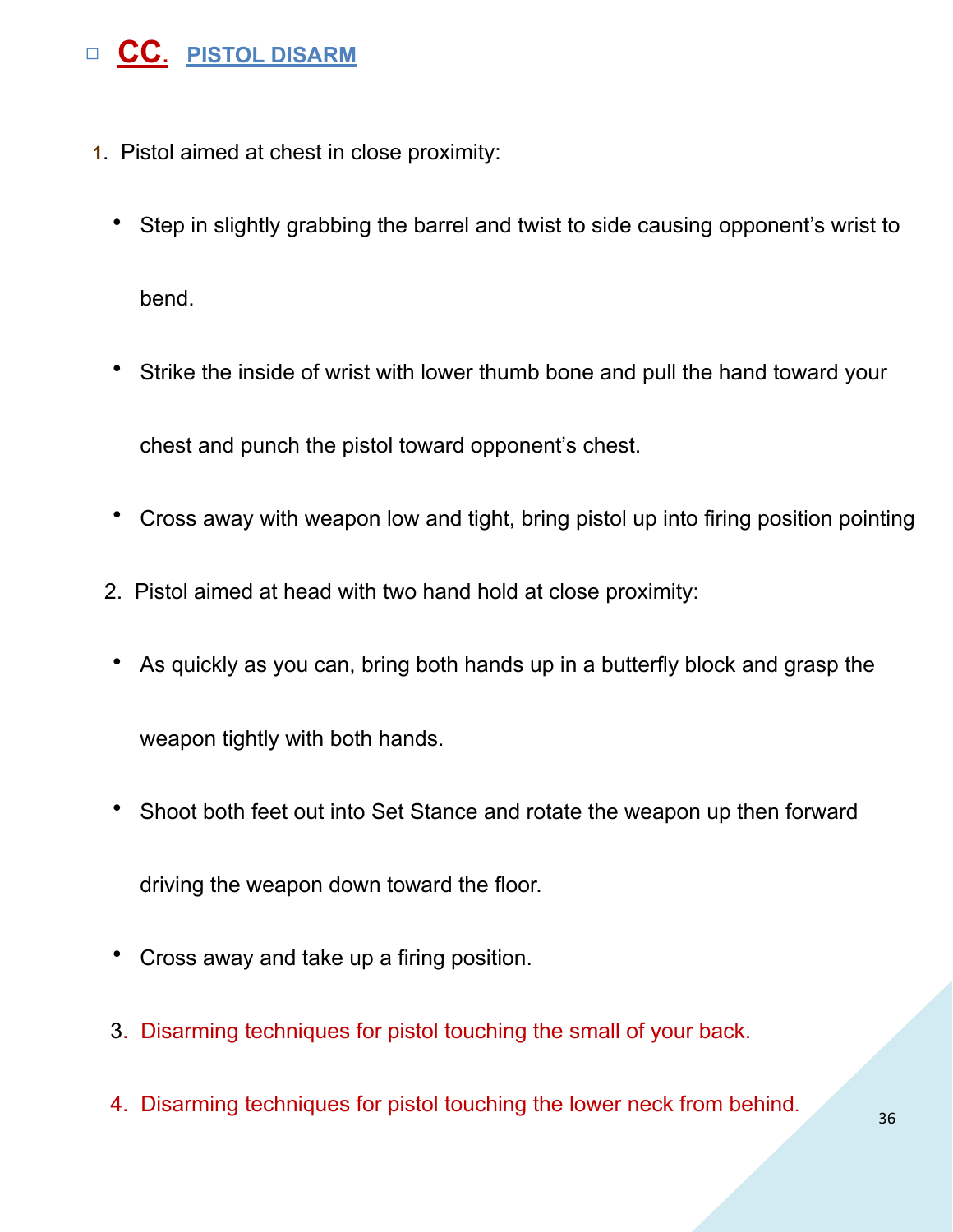## CC. PISTOL DISARM

1. Pistol aimed at chest in close proximity:
   - Step in slightly grabbing the barrel and twist to side causing opponent's wrist to bend.
   - Strike the inside of wrist with lower thumb bone and pull the hand toward your chest and punch the pistol toward opponent's chest.
   - Cross away with weapon low and tight, bring pistol up into firing position pointing
2. Pistol aimed at head with two hand hold at close proximity:
   - As quickly as you can, bring both hands up in a butterfly block and grasp the weapon tightly with both hands.
   - Shoot both feet out into Set Stance and rotate the weapon up then forward driving the weapon down toward the floor.
   - Cross away and take up a firing position.
3. Disarming techniques for pistol touching the small of your back.
4. Disarming techniques for pistol touching the lower neck from behind.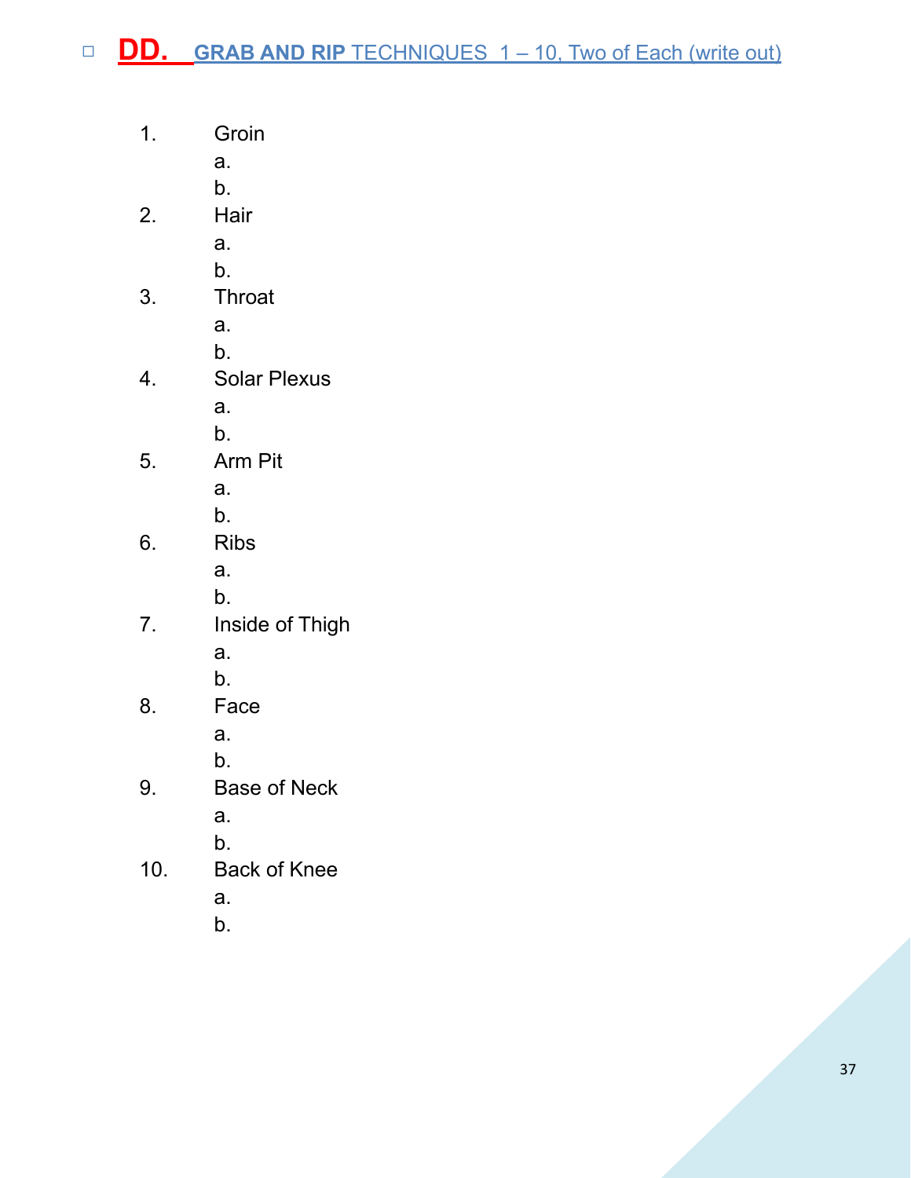## ☐ DD. GRAB AND RIP TECHNIQUES 1 – 10, Two of Each (write out)

1. Groin
   a.
   b.
2. Hair
   a.
   b.
3. Throat
   a.
   b.
4. Solar Plexus
   a.
   b.
5. Arm Pit
   a.
   b.
6. Ribs
   a.
   b.
7. Inside of Thigh
   a.
   b.
8. Face
   a.
   b.
9. Base of Neck
   a.
   b.
10. Back of Knee
    a.
    b.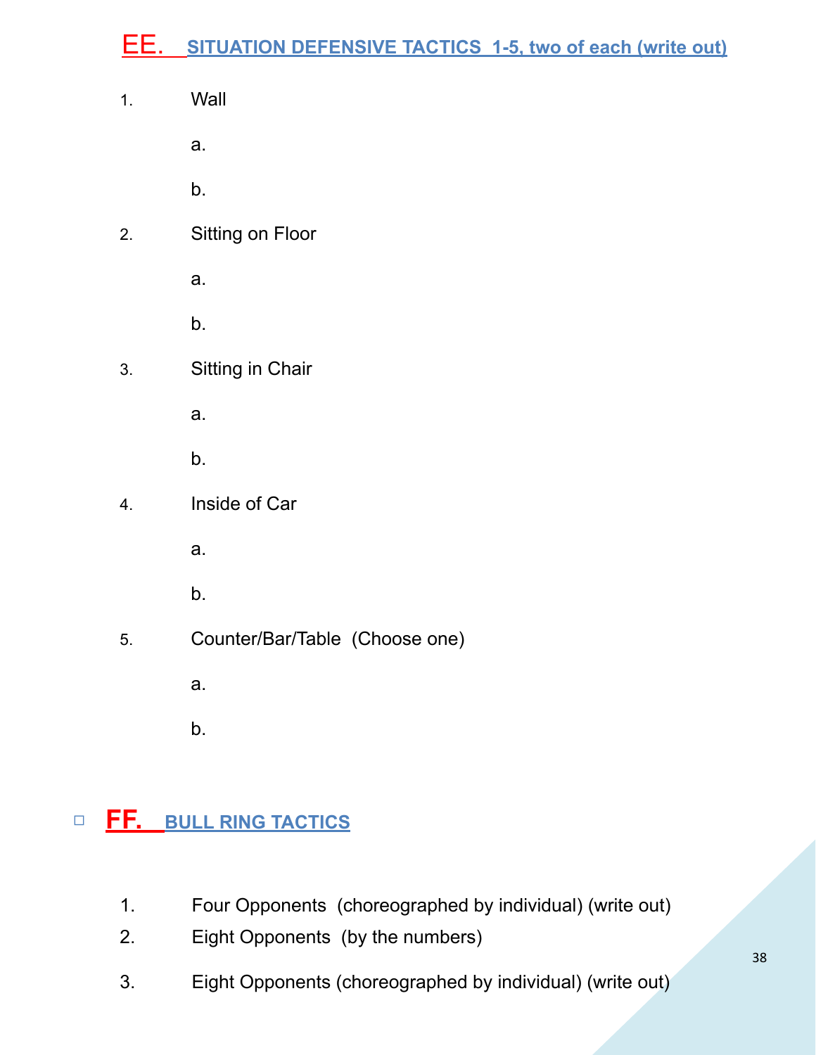## EE. SITUATION DEFENSIVE TACTICS 1-5, two of each (write out)

1. Wall
   - a.
   - b.
2. Sitting on Floor
   - a.
   - b.
3. Sitting in Chair
   - a.
   - b.
4. Inside of Car
   - a.
   - b.
5. Counter/Bar/Table (Choose one)
   - a.
   - b.

## ◻ FF. BULL RING TACTICS

1. Four Opponents (choreographed by individual) (write out)
2. Eight Opponents (by the numbers)
3. Eight Opponents (choreographed by individual) (write out)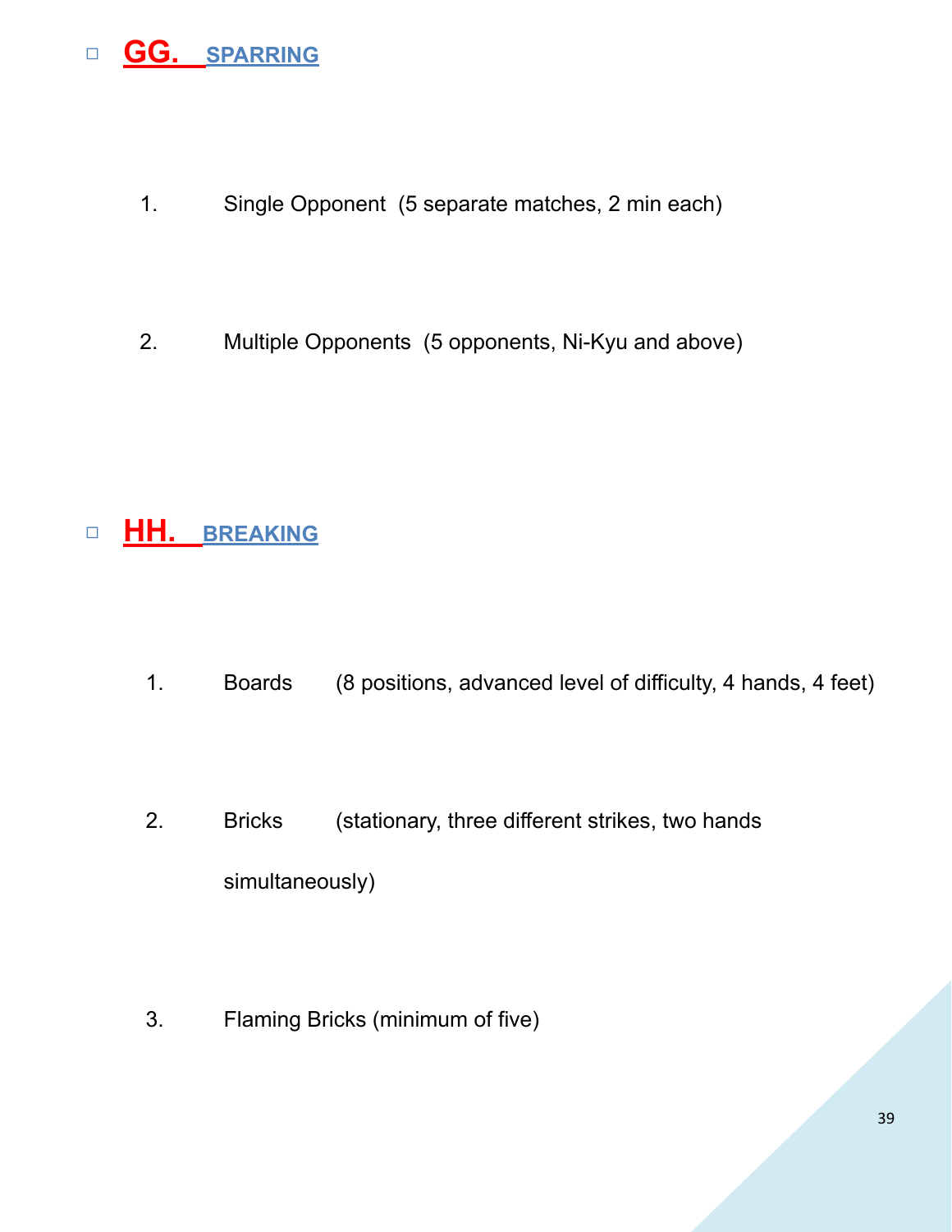## GG. SPARRING

1. Single Opponent (5 separate matches, 2 min each)

2. Multiple Opponents (5 opponents, Ni-Kyu and above)

## HH. BREAKING

1. Boards (8 positions, advanced level of difficulty, 4 hands, 4 feet)

2. Bricks (stationary, three different strikes, two hands simultaneously)

3. Flaming Bricks (minimum of five)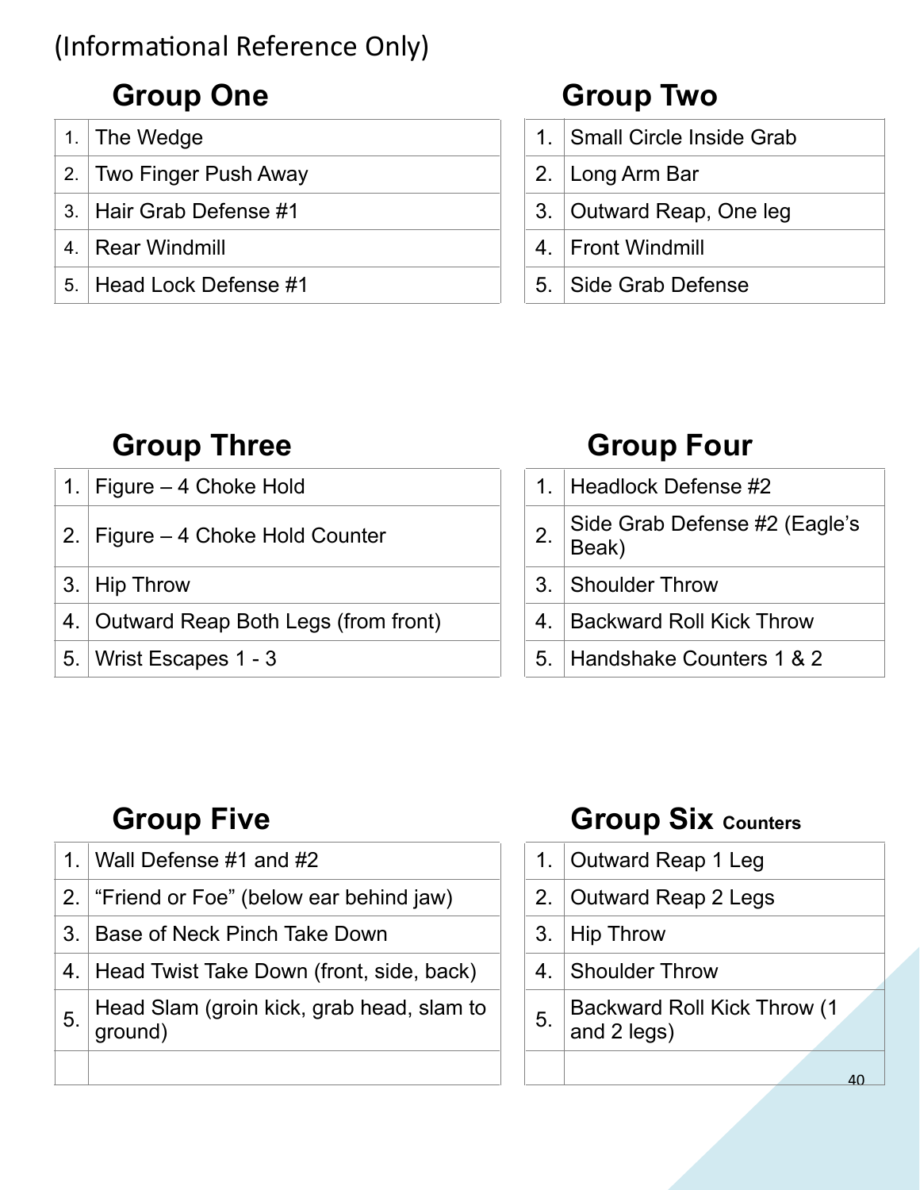(Informational Reference Only)

## Group One

| | |
|---|---|
| 1. | The Wedge |
| 2. | Two Finger Push Away |
| 3. | Hair Grab Defense #1 |
| 4. | Rear Windmill |
| 5. | Head Lock Defense #1 |

## Group Two

| | |
|---|---|
| 1. | Small Circle Inside Grab |
| 2. | Long Arm Bar |
| 3. | Outward Reap, One leg |
| 4. | Front Windmill |
| 5. | Side Grab Defense |

## Group Three

| | |
|---|---|
| 1. | Figure – 4 Choke Hold |
| 2. | Figure – 4 Choke Hold Counter |
| 3. | Hip Throw |
| 4. | Outward Reap Both Legs (from front) |
| 5. | Wrist Escapes 1 - 3 |

## Group Four

| | |
|---|---|
| 1. | Headlock Defense #2 |
| 2. | Side Grab Defense #2 (Eagle's Beak) |
| 3. | Shoulder Throw |
| 4. | Backward Roll Kick Throw |
| 5. | Handshake Counters 1 & 2 |

## Group Five

| | |
|---|---|
| 1. | Wall Defense #1 and #2 |
| 2. | "Friend or Foe" (below ear behind jaw) |
| 3. | Base of Neck Pinch Take Down |
| 4. | Head Twist Take Down (front, side, back) |
| 5. | Head Slam (groin kick, grab head, slam to ground) |
| | |

## Group Six Counters

| | |
|---|---|
| 1. | Outward Reap 1 Leg |
| 2. | Outward Reap 2 Legs |
| 3. | Hip Throw |
| 4. | Shoulder Throw |
| 5. | Backward Roll Kick Throw (1 and 2 legs) |
| | |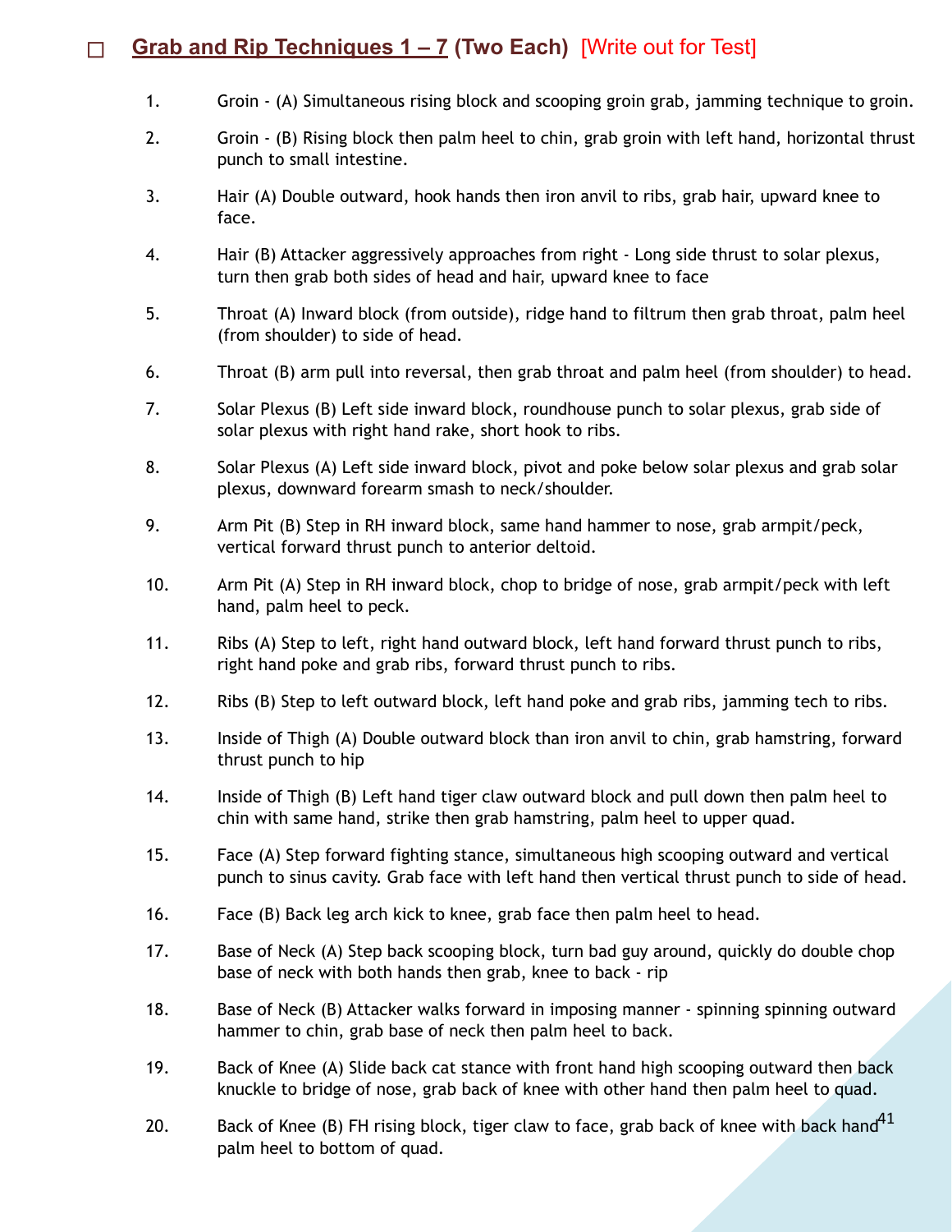## ☐ Grab and Rip Techniques 1 – 7 (Two Each) [Write out for Test]

1. Groin - (A) Simultaneous rising block and scooping groin grab, jamming technique to groin.
2. Groin - (B) Rising block then palm heel to chin, grab groin with left hand, horizontal thrust punch to small intestine.
3. Hair (A) Double outward, hook hands then iron anvil to ribs, grab hair, upward knee to face.
4. Hair (B) Attacker aggressively approaches from right - Long side thrust to solar plexus, turn then grab both sides of head and hair, upward knee to face
5. Throat (A) Inward block (from outside), ridge hand to filtrum then grab throat, palm heel (from shoulder) to side of head.
6. Throat (B) arm pull into reversal, then grab throat and palm heel (from shoulder) to head.
7. Solar Plexus (B) Left side inward block, roundhouse punch to solar plexus, grab side of solar plexus with right hand rake, short hook to ribs.
8. Solar Plexus (A) Left side inward block, pivot and poke below solar plexus and grab solar plexus, downward forearm smash to neck/shoulder.
9. Arm Pit (B) Step in RH inward block, same hand hammer to nose, grab armpit/peck, vertical forward thrust punch to anterior deltoid.
10. Arm Pit (A) Step in RH inward block, chop to bridge of nose, grab armpit/peck with left hand, palm heel to peck.
11. Ribs (A) Step to left, right hand outward block, left hand forward thrust punch to ribs, right hand poke and grab ribs, forward thrust punch to ribs.
12. Ribs (B) Step to left outward block, left hand poke and grab ribs, jamming tech to ribs.
13. Inside of Thigh (A) Double outward block than iron anvil to chin, grab hamstring, forward thrust punch to hip
14. Inside of Thigh (B) Left hand tiger claw outward block and pull down then palm heel to chin with same hand, strike then grab hamstring, palm heel to upper quad.
15. Face (A) Step forward fighting stance, simultaneous high scooping outward and vertical punch to sinus cavity. Grab face with left hand then vertical thrust punch to side of head.
16. Face (B) Back leg arch kick to knee, grab face then palm heel to head.
17. Base of Neck (A) Step back scooping block, turn bad guy around, quickly do double chop base of neck with both hands then grab, knee to back - rip
18. Base of Neck (B) Attacker walks forward in imposing manner - spinning spinning outward hammer to chin, grab base of neck then palm heel to back.
19. Back of Knee (A) Slide back cat stance with front hand high scooping outward then back knuckle to bridge of nose, grab back of knee with other hand then palm heel to quad.
20. Back of Knee (B) FH rising block, tiger claw to face, grab back of knee with back hand palm heel to bottom of quad.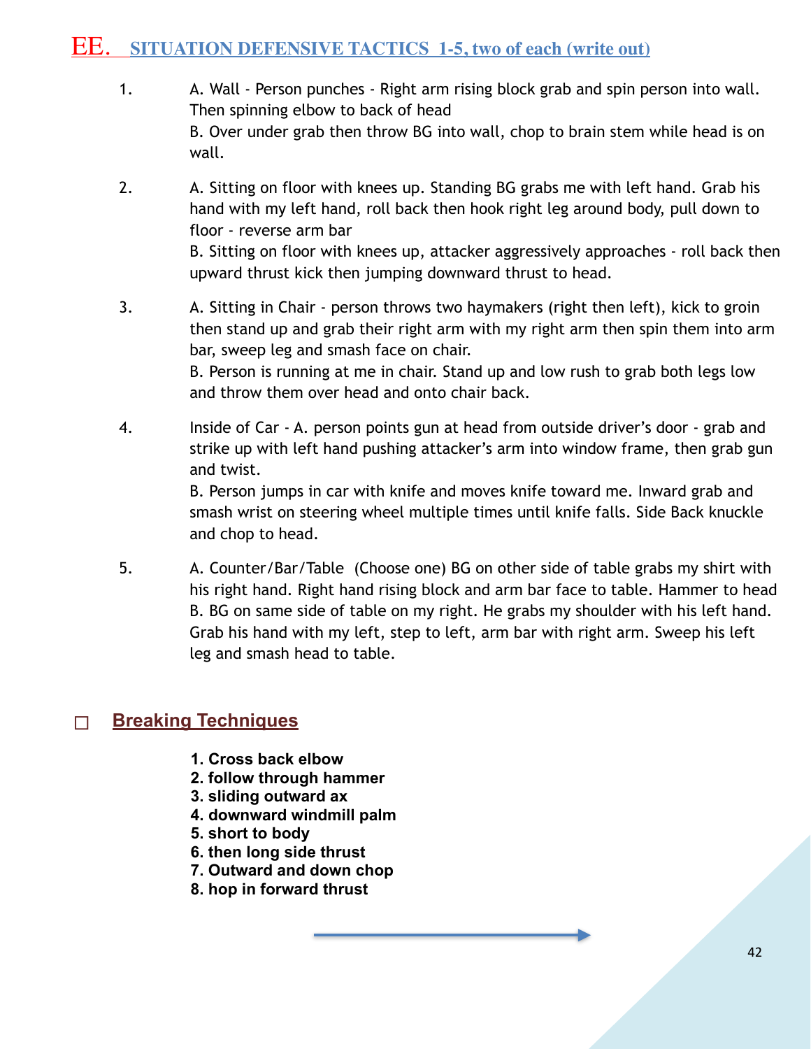## EE. SITUATION DEFENSIVE TACTICS 1-5, two of each (write out)

1. A. Wall - Person punches - Right arm rising block grab and spin person into wall. Then spinning elbow to back of head
   B. Over under grab then throw BG into wall, chop to brain stem while head is on wall.

2. A. Sitting on floor with knees up. Standing BG grabs me with left hand. Grab his hand with my left hand, roll back then hook right leg around body, pull down to floor - reverse arm bar
   B. Sitting on floor with knees up, attacker aggressively approaches - roll back then upward thrust kick then jumping downward thrust to head.

3. A. Sitting in Chair - person throws two haymakers (right then left), kick to groin then stand up and grab their right arm with my right arm then spin them into arm bar, sweep leg and smash face on chair.
   B. Person is running at me in chair. Stand up and low rush to grab both legs low and throw them over head and onto chair back.

4. Inside of Car - A. person points gun at head from outside driver's door - grab and strike up with left hand pushing attacker's arm into window frame, then grab gun and twist.
   B. Person jumps in car with knife and moves knife toward me. Inward grab and smash wrist on steering wheel multiple times until knife falls. Side Back knuckle and chop to head.

5. A. Counter/Bar/Table (Choose one) BG on other side of table grabs my shirt with his right hand. Right hand rising block and arm bar face to table. Hammer to head
   B. BG on same side of table on my right. He grabs my shoulder with his left hand. Grab his hand with my left, step to left, arm bar with right arm. Sweep his left leg and smash head to table.

## ☐ Breaking Techniques

**1. Cross back elbow**
**2. follow through hammer**
**3. sliding outward ax**
**4. downward windmill palm**
**5. short to body**
**6. then long side thrust**
**7. Outward and down chop**
**8. hop in forward thrust**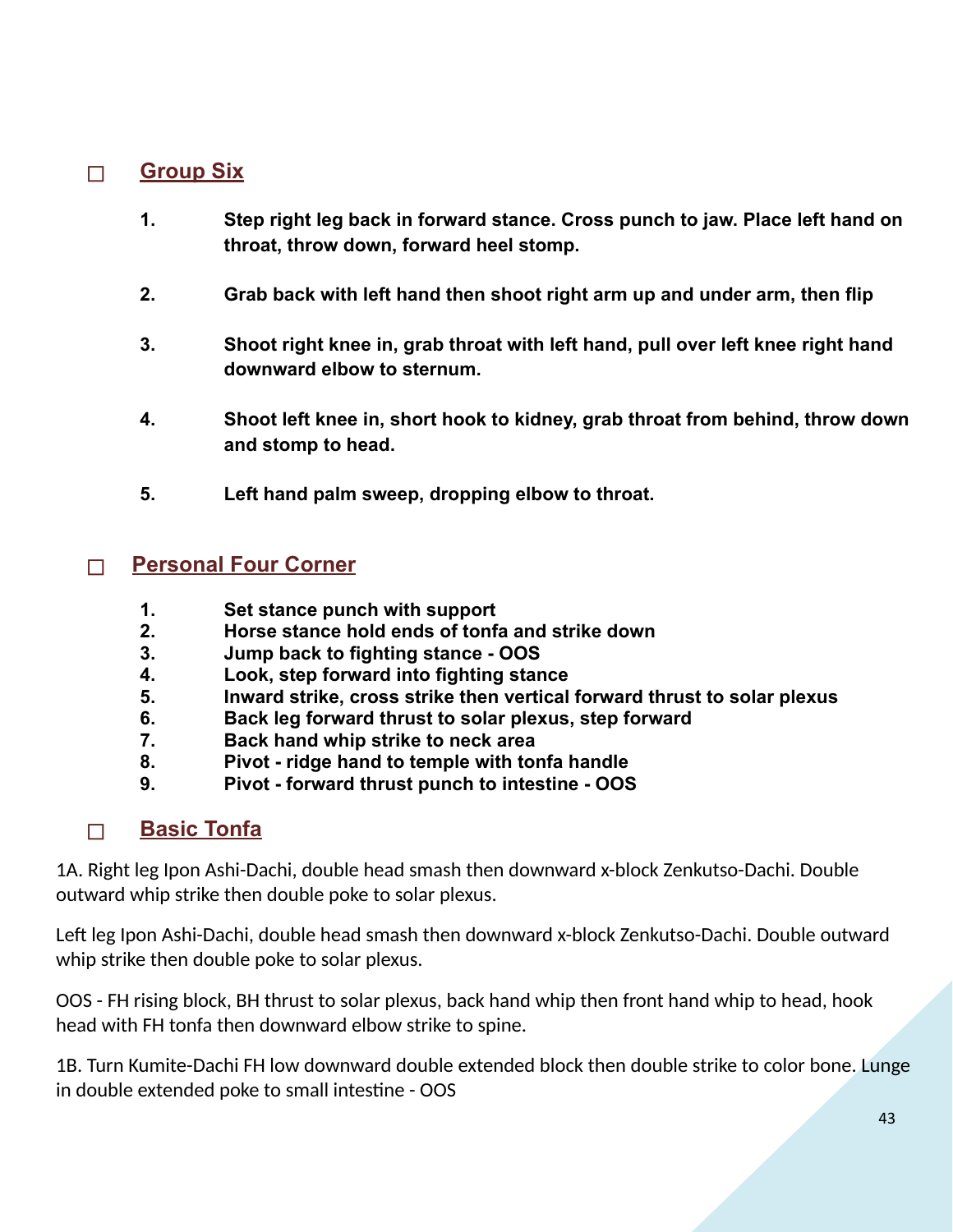## ☐ Group Six

1. **Step right leg back in forward stance. Cross punch to jaw. Place left hand on throat, throw down, forward heel stomp.**

2. **Grab back with left hand then shoot right arm up and under arm, then flip**

3. **Shoot right knee in, grab throat with left hand, pull over left knee right hand downward elbow to sternum.**

4. **Shoot left knee in, short hook to kidney, grab throat from behind, throw down and stomp to head.**

5. **Left hand palm sweep, dropping elbow to throat.**

## ☐ Personal Four Corner

1. **Set stance punch with support**
2. **Horse stance hold ends of tonfa and strike down**
3. **Jump back to fighting stance - OOS**
4. **Look, step forward into fighting stance**
5. **Inward strike, cross strike then vertical forward thrust to solar plexus**
6. **Back leg forward thrust to solar plexus, step forward**
7. **Back hand whip strike to neck area**
8. **Pivot - ridge hand to temple with tonfa handle**
9. **Pivot - forward thrust punch to intestine - OOS**

## ☐ Basic Tonfa

1A. Right leg Ipon Ashi-Dachi, double head smash then downward x-block Zenkutso-Dachi. Double outward whip strike then double poke to solar plexus.

Left leg Ipon Ashi-Dachi, double head smash then downward x-block Zenkutso-Dachi. Double outward whip strike then double poke to solar plexus.

OOS - FH rising block, BH thrust to solar plexus, back hand whip then front hand whip to head, hook head with FH tonfa then downward elbow strike to spine.

1B. Turn Kumite-Dachi FH low downward double extended block then double strike to color bone. Lunge in double extended poke to small intestine - OOS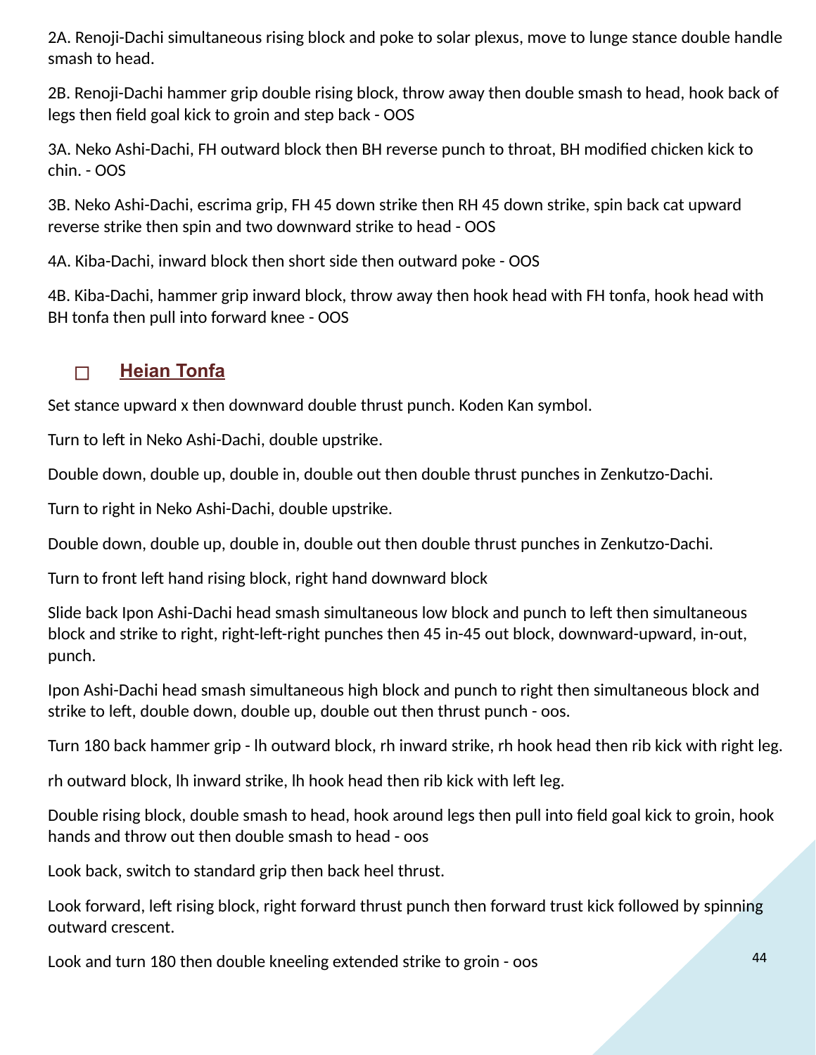2A. Renoji-Dachi simultaneous rising block and poke to solar plexus, move to lunge stance double handle smash to head.

2B. Renoji-Dachi hammer grip double rising block, throw away then double smash to head, hook back of legs then field goal kick to groin and step back - OOS

3A. Neko Ashi-Dachi, FH outward block then BH reverse punch to throat, BH modified chicken kick to chin. - OOS

3B. Neko Ashi-Dachi, escrima grip, FH 45 down strike then RH 45 down strike, spin back cat upward reverse strike then spin and two downward strike to head - OOS

4A. Kiba-Dachi, inward block then short side then outward poke - OOS

4B. Kiba-Dachi, hammer grip inward block, throw away then hook head with FH tonfa, hook head with BH tonfa then pull into forward knee - OOS

- [ ] **Heian Tonfa**

Set stance upward x then downward double thrust punch. Koden Kan symbol.

Turn to left in Neko Ashi-Dachi, double upstrike.

Double down, double up, double in, double out then double thrust punches in Zenkutzo-Dachi.

Turn to right in Neko Ashi-Dachi, double upstrike.

Double down, double up, double in, double out then double thrust punches in Zenkutzo-Dachi.

Turn to front left hand rising block, right hand downward block

Slide back Ipon Ashi-Dachi head smash simultaneous low block and punch to left then simultaneous block and strike to right, right-left-right punches then 45 in-45 out block, downward-upward, in-out, punch.

Ipon Ashi-Dachi head smash simultaneous high block and punch to right then simultaneous block and strike to left, double down, double up, double out then thrust punch - oos.

Turn 180 back hammer grip - lh outward block, rh inward strike, rh hook head then rib kick with right leg.

rh outward block, lh inward strike, lh hook head then rib kick with left leg.

Double rising block, double smash to head, hook around legs then pull into field goal kick to groin, hook hands and throw out then double smash to head - oos

Look back, switch to standard grip then back heel thrust.

Look forward, left rising block, right forward thrust punch then forward trust kick followed by spinning outward crescent.

Look and turn 180 then double kneeling extended strike to groin - oos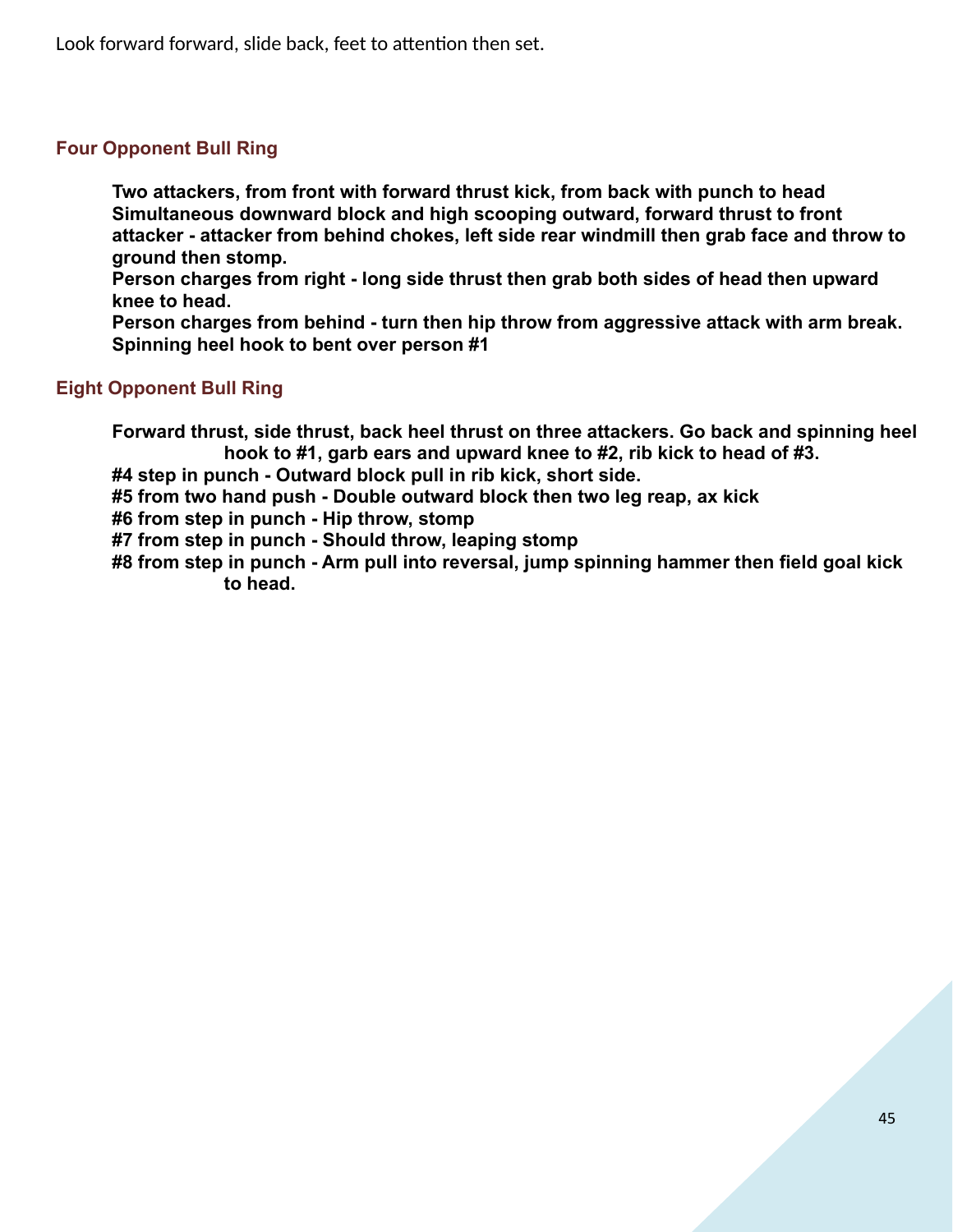Look forward forward, slide back, feet to attention then set.

### Four Opponent Bull Ring

**Two attackers, from front with forward thrust kick, from back with punch to head**
**Simultaneous downward block and high scooping outward, forward thrust to front attacker - attacker from behind chokes, left side rear windmill then grab face and throw to ground then stomp.**
**Person charges from right - long side thrust then grab both sides of head then upward knee to head.**
**Person charges from behind - turn then hip throw from aggressive attack with arm break.**
**Spinning heel hook to bent over person #1**

### Eight Opponent Bull Ring

**Forward thrust, side thrust, back heel thrust on three attackers. Go back and spinning heel hook to #1, garb ears and upward knee to #2, rib kick to head of #3.**
**#4 step in punch - Outward block pull in rib kick, short side.**
**#5 from two hand push - Double outward block then two leg reap, ax kick**
**#6 from step in punch - Hip throw, stomp**
**#7 from step in punch - Should throw, leaping stomp**
**#8 from step in punch - Arm pull into reversal, jump spinning hammer then field goal kick to head.**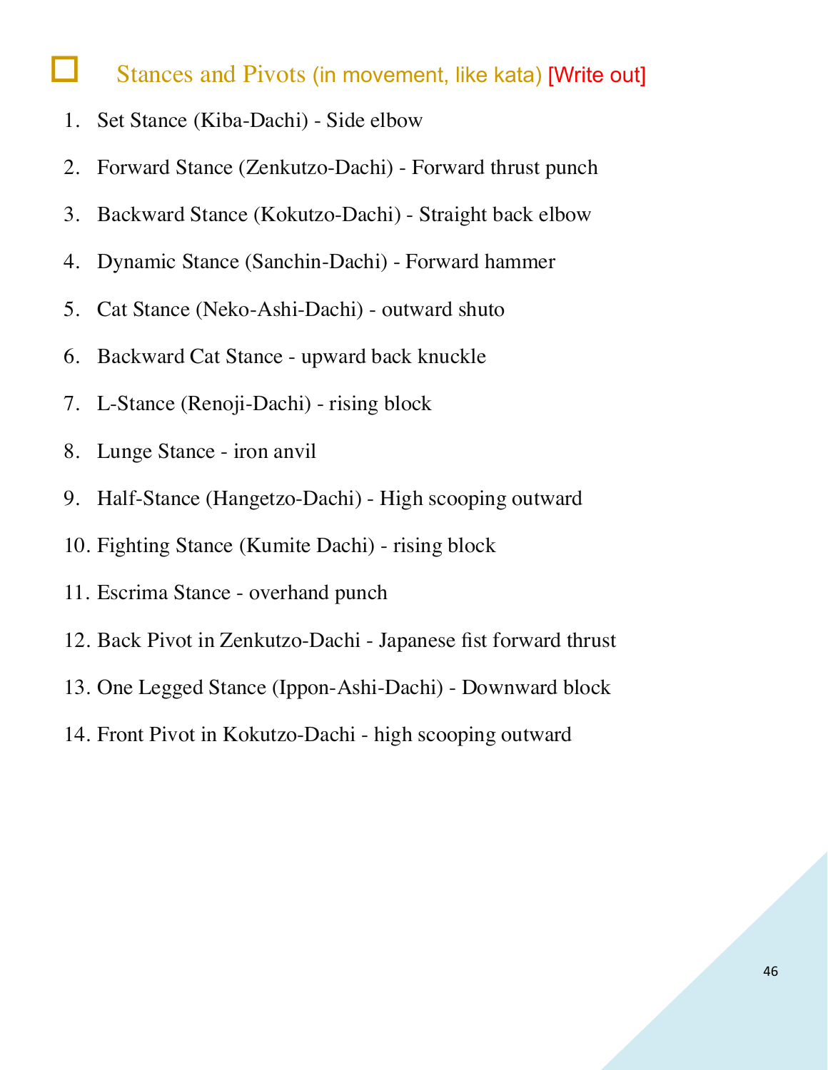## ☐ Stances and Pivots (in movement, like kata) [Write out]

1. Set Stance (Kiba-Dachi) - Side elbow
2. Forward Stance (Zenkutzo-Dachi) - Forward thrust punch
3. Backward Stance (Kokutzo-Dachi) - Straight back elbow
4. Dynamic Stance (Sanchin-Dachi) - Forward hammer
5. Cat Stance (Neko-Ashi-Dachi) - outward shuto
6. Backward Cat Stance - upward back knuckle
7. L-Stance (Renoji-Dachi) - rising block
8. Lunge Stance - iron anvil
9. Half-Stance (Hangetzo-Dachi) - High scooping outward
10. Fighting Stance (Kumite Dachi) - rising block
11. Escrima Stance - overhand punch
12. Back Pivot in Zenkutzo-Dachi - Japanese fist forward thrust
13. One Legged Stance (Ippon-Ashi-Dachi) - Downward block
14. Front Pivot in Kokutzo-Dachi - high scooping outward